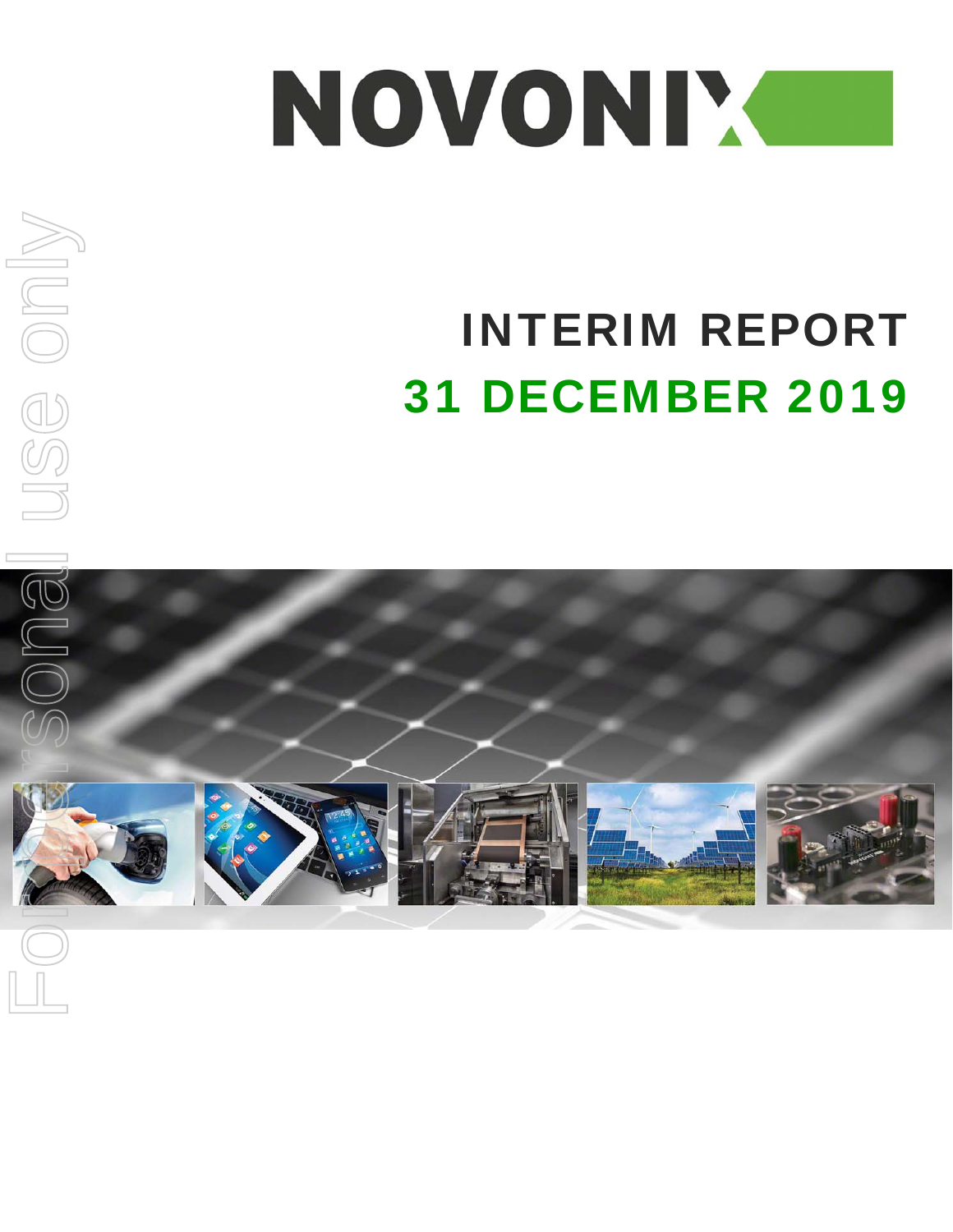# NOVONIX

# INTERIM REPORT

## 31 DECEMBER 2019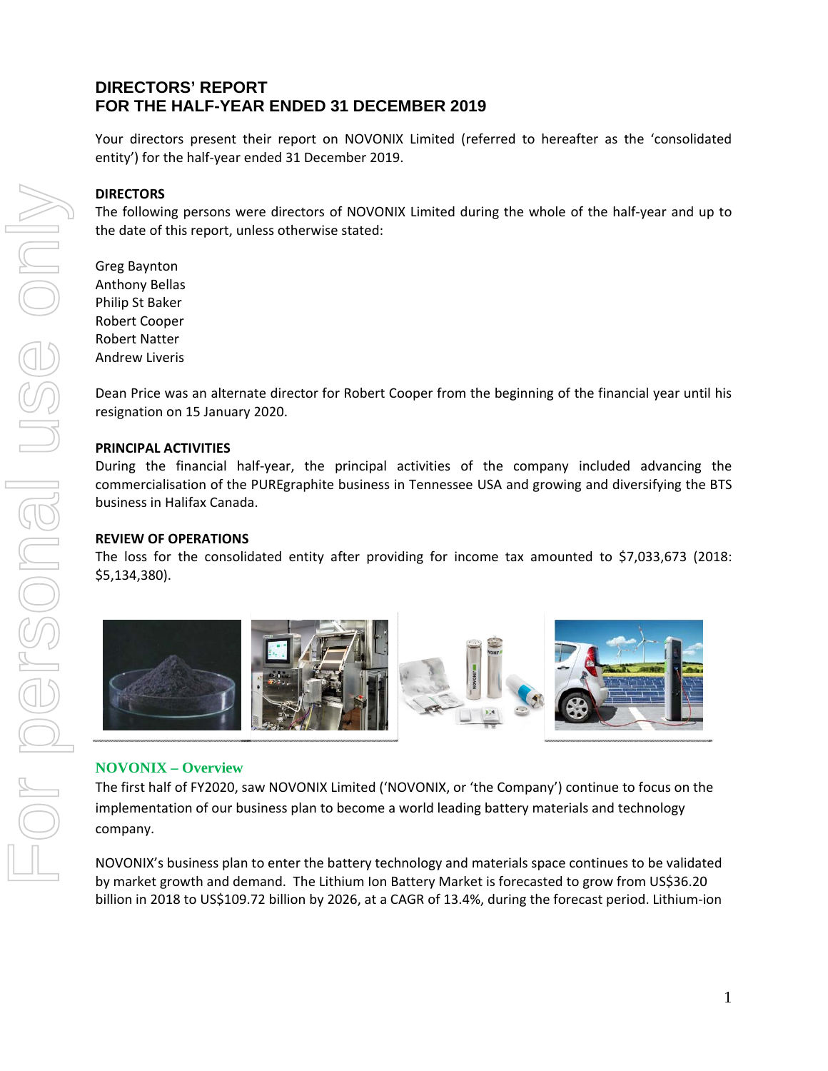# DIRECTORS' REPORT
# FOR THE HALF-YEAR ENDED 31 DECEMBER 2019

Your directors present their report on NOVONIX Limited (referred to hereafter as the 'consolidated entity') for the half-year ended 31 December 2019.

**DIRECTORS**

The following persons were directors of NOVONIX Limited during the whole of the half-year and up to the date of this report, unless otherwise stated:

Greg Baynton
Anthony Bellas
Philip St Baker
Robert Cooper
Robert Natter
Andrew Liveris

Dean Price was an alternate director for Robert Cooper from the beginning of the financial year until his resignation on 15 January 2020.

**PRINCIPAL ACTIVITIES**

During the financial half-year, the principal activities of the company included advancing the commercialisation of the PUREgraphite business in Tennessee USA and growing and diversifying the BTS business in Halifax Canada.

**REVIEW OF OPERATIONS**

The loss for the consolidated entity after providing for income tax amounted to $7,033,673 (2018: $5,134,380).

## NOVONIX – Overview

The first half of FY2020, saw NOVONIX Limited ('NOVONIX, or 'the Company') continue to focus on the implementation of our business plan to become a world leading battery materials and technology company.

NOVONIX's business plan to enter the battery technology and materials space continues to be validated by market growth and demand. The Lithium Ion Battery Market is forecasted to grow from US$36.20 billion in 2018 to US$109.72 billion by 2026, at a CAGR of 13.4%, during the forecast period. Lithium-ion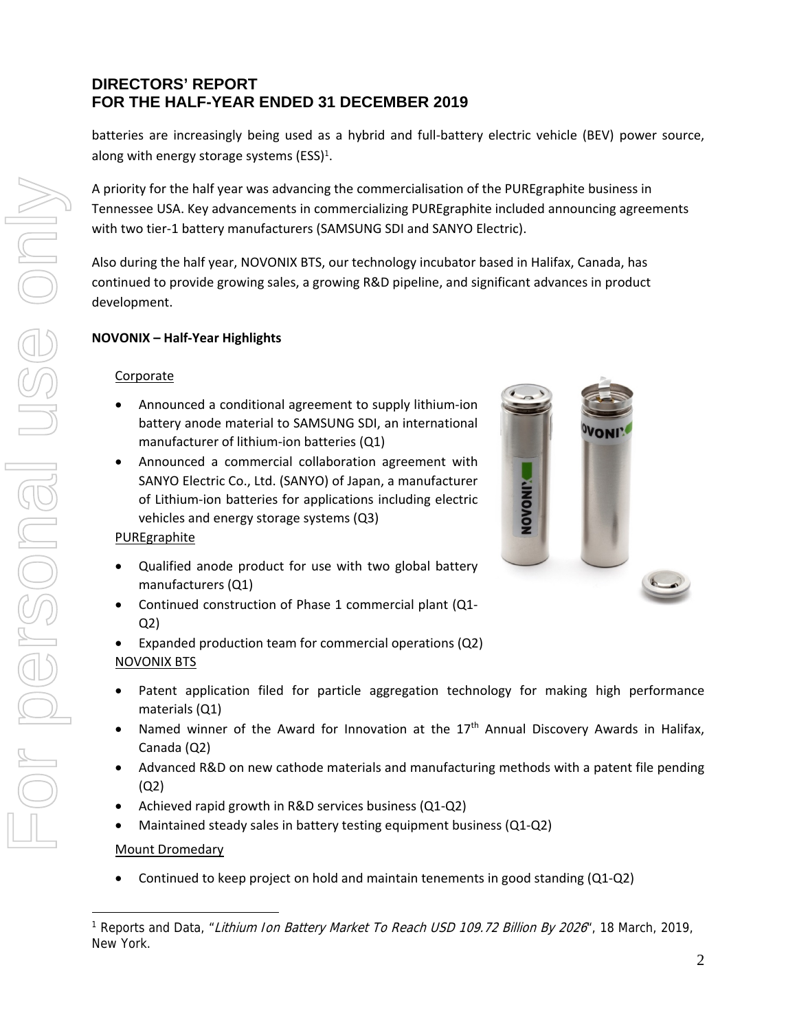# DIRECTORS' REPORT
# FOR THE HALF-YEAR ENDED 31 DECEMBER 2019

batteries are increasingly being used as a hybrid and full-battery electric vehicle (BEV) power source, along with energy storage systems (ESS)[1].

A priority for the half year was advancing the commercialisation of the PUREgraphite business in Tennessee USA. Key advancements in commercializing PUREgraphite included announcing agreements with two tier-1 battery manufacturers (SAMSUNG SDI and SANYO Electric).

Also during the half year, NOVONIX BTS, our technology incubator based in Halifax, Canada, has continued to provide growing sales, a growing R&D pipeline, and significant advances in product development.

**NOVONIX – Half-Year Highlights**

Corporate

- Announced a conditional agreement to supply lithium-ion battery anode material to SAMSUNG SDI, an international manufacturer of lithium-ion batteries (Q1)
- Announced a commercial collaboration agreement with SANYO Electric Co., Ltd. (SANYO) of Japan, a manufacturer of Lithium-ion batteries for applications including electric vehicles and energy storage systems (Q3)

PUREgraphite

- Qualified anode product for use with two global battery manufacturers (Q1)
- Continued construction of Phase 1 commercial plant (Q1-Q2)
- Expanded production team for commercial operations (Q2)

NOVONIX BTS

- Patent application filed for particle aggregation technology for making high performance materials (Q1)
- Named winner of the Award for Innovation at the 17th Annual Discovery Awards in Halifax, Canada (Q2)
- Advanced R&D on new cathode materials and manufacturing methods with a patent file pending (Q2)
- Achieved rapid growth in R&D services business (Q1-Q2)
- Maintained steady sales in battery testing equipment business (Q1-Q2)

Mount Dromedary

- Continued to keep project on hold and maintain tenements in good standing (Q1-Q2)

[1] Reports and Data, "*Lithium Ion Battery Market To Reach USD 109.72 Billion By 2026*", 18 March, 2019, New York.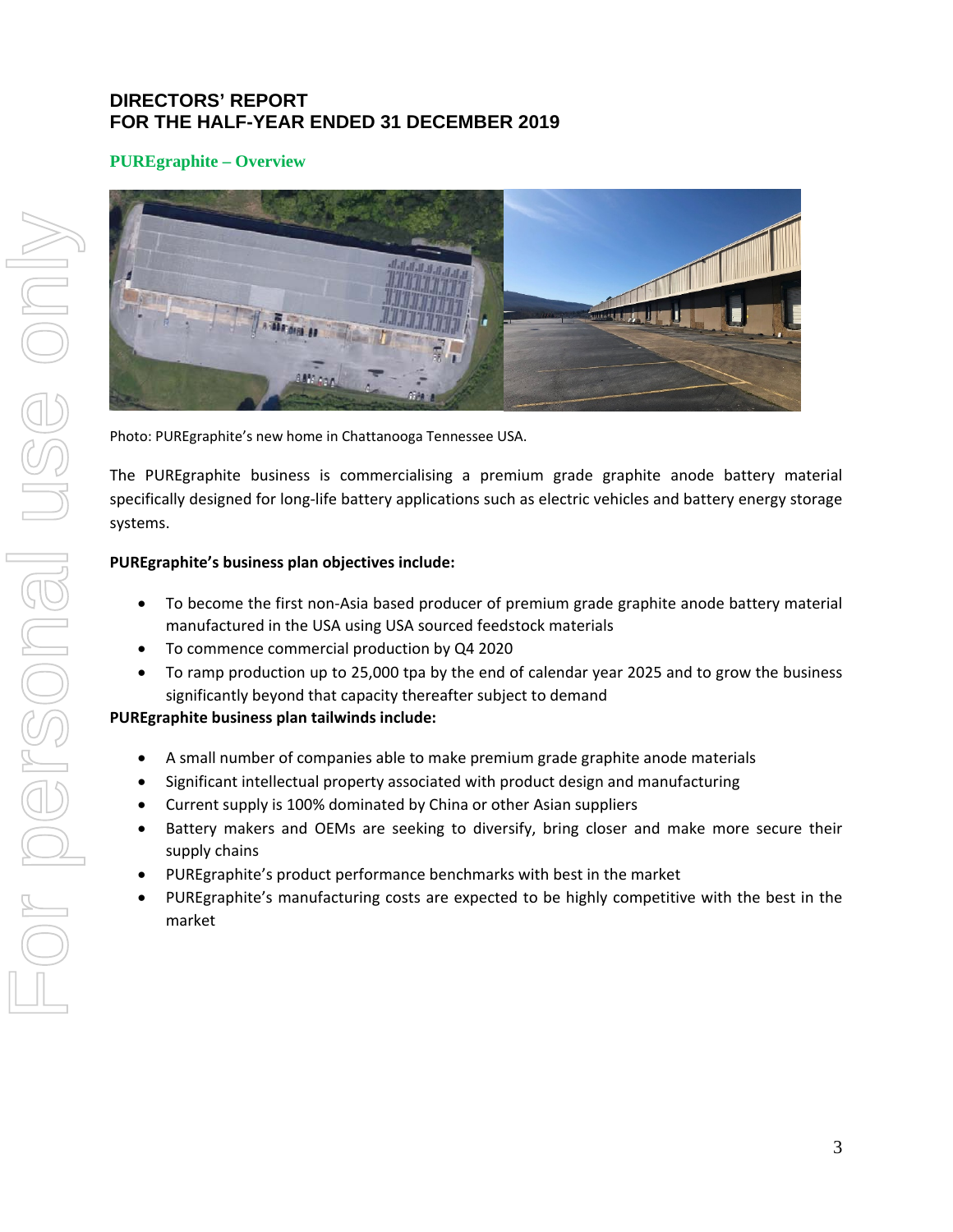# DIRECTORS' REPORT
# FOR THE HALF-YEAR ENDED 31 DECEMBER 2019

## PUREgraphite – Overview

Photo: PUREgraphite's new home in Chattanooga Tennessee USA.

The PUREgraphite business is commercialising a premium grade graphite anode battery material specifically designed for long-life battery applications such as electric vehicles and battery energy storage systems.

**PUREgraphite's business plan objectives include:**

- To become the first non-Asia based producer of premium grade graphite anode battery material manufactured in the USA using USA sourced feedstock materials
- To commence commercial production by Q4 2020
- To ramp production up to 25,000 tpa by the end of calendar year 2025 and to grow the business significantly beyond that capacity thereafter subject to demand

**PUREgraphite business plan tailwinds include:**

- A small number of companies able to make premium grade graphite anode materials
- Significant intellectual property associated with product design and manufacturing
- Current supply is 100% dominated by China or other Asian suppliers
- Battery makers and OEMs are seeking to diversify, bring closer and make more secure their supply chains
- PUREgraphite's product performance benchmarks with best in the market
- PUREgraphite's manufacturing costs are expected to be highly competitive with the best in the market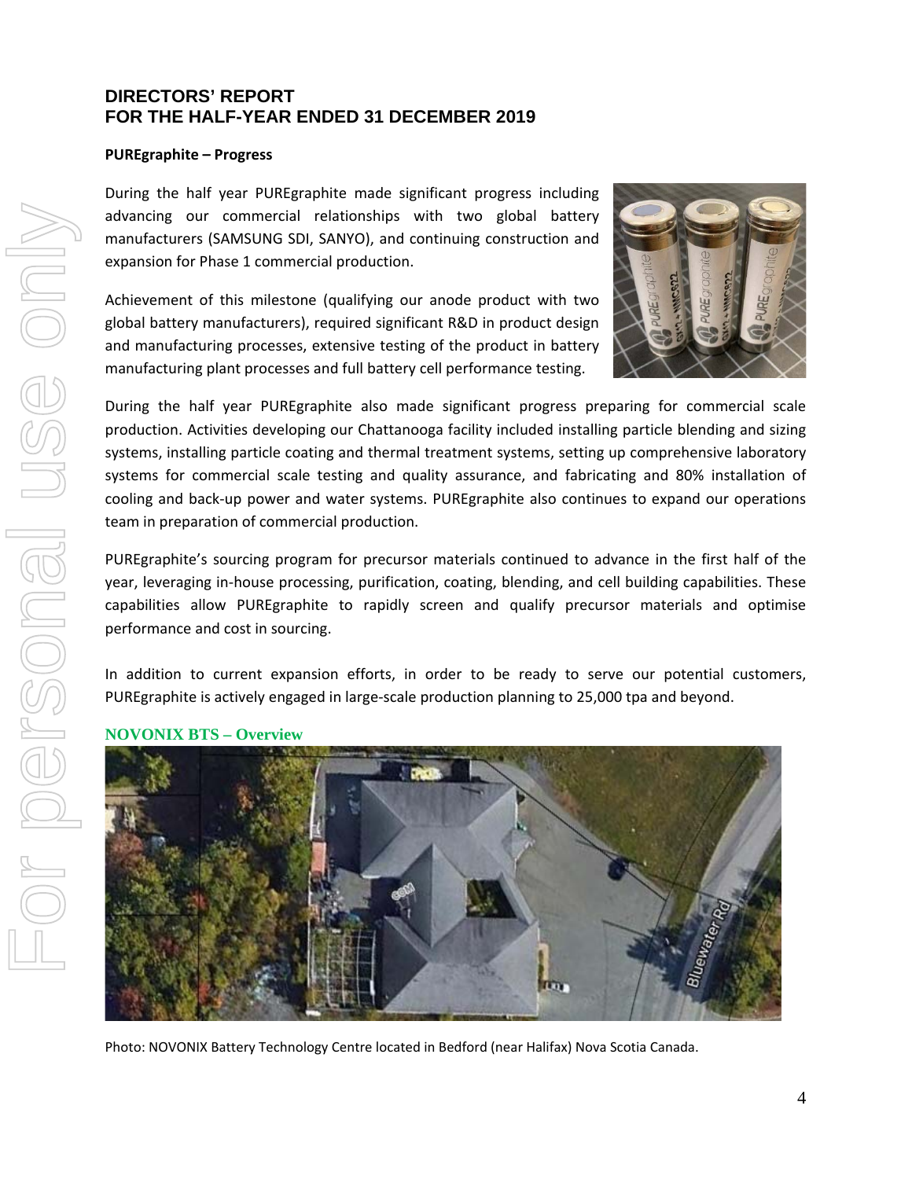# DIRECTORS' REPORT
# FOR THE HALF-YEAR ENDED 31 DECEMBER 2019

**PUREgraphite – Progress**

During the half year PUREgraphite made significant progress including advancing our commercial relationships with two global battery manufacturers (SAMSUNG SDI, SANYO), and continuing construction and expansion for Phase 1 commercial production.

Achievement of this milestone (qualifying our anode product with two global battery manufacturers), required significant R&D in product design and manufacturing processes, extensive testing of the product in battery manufacturing plant processes and full battery cell performance testing.

During the half year PUREgraphite also made significant progress preparing for commercial scale production. Activities developing our Chattanooga facility included installing particle blending and sizing systems, installing particle coating and thermal treatment systems, setting up comprehensive laboratory systems for commercial scale testing and quality assurance, and fabricating and 80% installation of cooling and back-up power and water systems. PUREgraphite also continues to expand our operations team in preparation of commercial production.

PUREgraphite's sourcing program for precursor materials continued to advance in the first half of the year, leveraging in-house processing, purification, coating, blending, and cell building capabilities. These capabilities allow PUREgraphite to rapidly screen and qualify precursor materials and optimise performance and cost in sourcing.

In addition to current expansion efforts, in order to be ready to serve our potential customers, PUREgraphite is actively engaged in large-scale production planning to 25,000 tpa and beyond.

**NOVONIX BTS – Overview**

Photo: NOVONIX Battery Technology Centre located in Bedford (near Halifax) Nova Scotia Canada.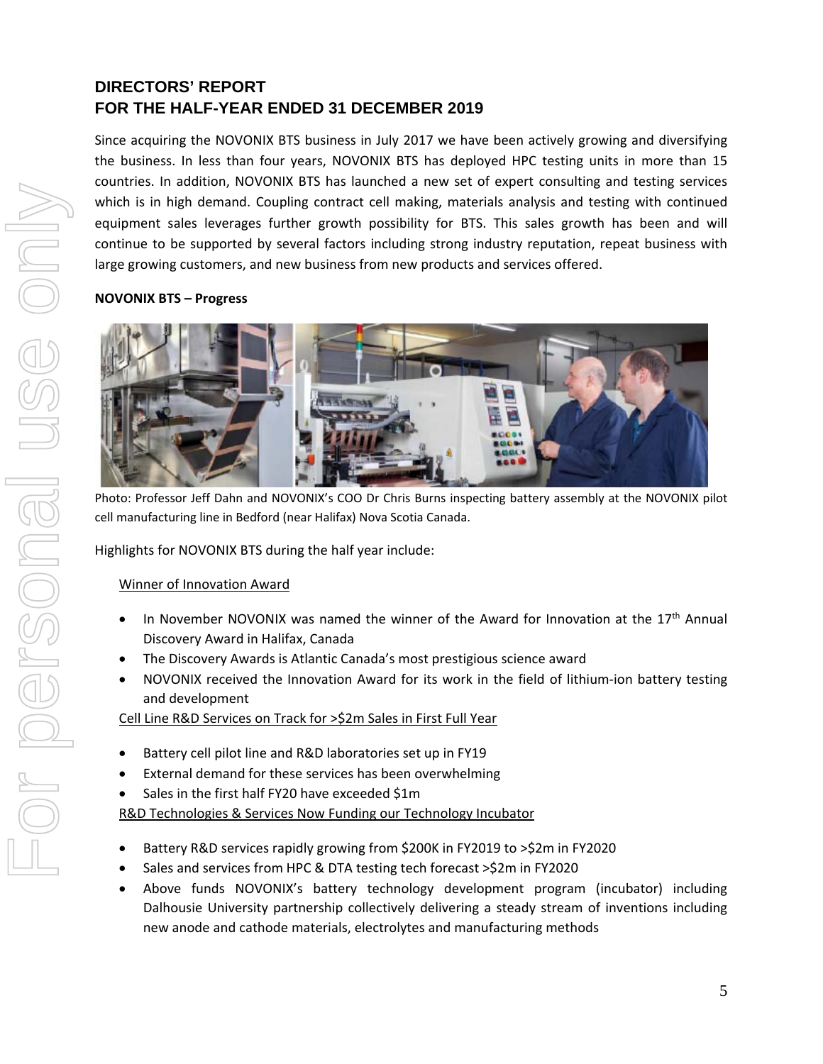## DIRECTORS' REPORT
## FOR THE HALF-YEAR ENDED 31 DECEMBER 2019

Since acquiring the NOVONIX BTS business in July 2017 we have been actively growing and diversifying the business. In less than four years, NOVONIX BTS has deployed HPC testing units in more than 15 countries. In addition, NOVONIX BTS has launched a new set of expert consulting and testing services which is in high demand. Coupling contract cell making, materials analysis and testing with continued equipment sales leverages further growth possibility for BTS. This sales growth has been and will continue to be supported by several factors including strong industry reputation, repeat business with large growing customers, and new business from new products and services offered.

**NOVONIX BTS – Progress**

Photo: Professor Jeff Dahn and NOVONIX's COO Dr Chris Burns inspecting battery assembly at the NOVONIX pilot cell manufacturing line in Bedford (near Halifax) Nova Scotia Canada.

Highlights for NOVONIX BTS during the half year include:

Winner of Innovation Award

- In November NOVONIX was named the winner of the Award for Innovation at the 17th Annual Discovery Award in Halifax, Canada
- The Discovery Awards is Atlantic Canada's most prestigious science award
- NOVONIX received the Innovation Award for its work in the field of lithium-ion battery testing and development

Cell Line R&D Services on Track for >$2m Sales in First Full Year

- Battery cell pilot line and R&D laboratories set up in FY19
- External demand for these services has been overwhelming
- Sales in the first half FY20 have exceeded $1m

R&D Technologies & Services Now Funding our Technology Incubator

- Battery R&D services rapidly growing from $200K in FY2019 to >$2m in FY2020
- Sales and services from HPC & DTA testing tech forecast >$2m in FY2020
- Above funds NOVONIX's battery technology development program (incubator) including Dalhousie University partnership collectively delivering a steady stream of inventions including new anode and cathode materials, electrolytes and manufacturing methods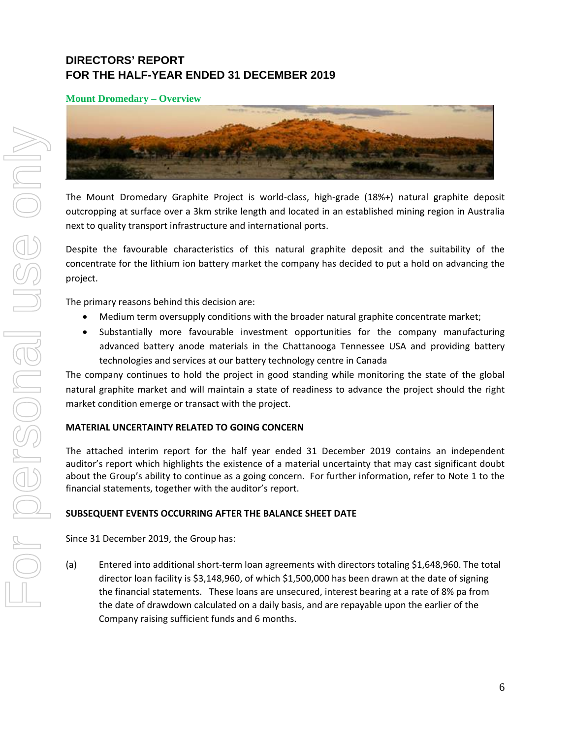# DIRECTORS' REPORT
# FOR THE HALF-YEAR ENDED 31 DECEMBER 2019

## Mount Dromedary – Overview

The Mount Dromedary Graphite Project is world-class, high-grade (18%+) natural graphite deposit outcropping at surface over a 3km strike length and located in an established mining region in Australia next to quality transport infrastructure and international ports.

Despite the favourable characteristics of this natural graphite deposit and the suitability of the concentrate for the lithium ion battery market the company has decided to put a hold on advancing the project.

The primary reasons behind this decision are:

- Medium term oversupply conditions with the broader natural graphite concentrate market;
- Substantially more favourable investment opportunities for the company manufacturing advanced battery anode materials in the Chattanooga Tennessee USA and providing battery technologies and services at our battery technology centre in Canada

The company continues to hold the project in good standing while monitoring the state of the global natural graphite market and will maintain a state of readiness to advance the project should the right market condition emerge or transact with the project.

### MATERIAL UNCERTAINTY RELATED TO GOING CONCERN

The attached interim report for the half year ended 31 December 2019 contains an independent auditor's report which highlights the existence of a material uncertainty that may cast significant doubt about the Group's ability to continue as a going concern. For further information, refer to Note 1 to the financial statements, together with the auditor's report.

### SUBSEQUENT EVENTS OCCURRING AFTER THE BALANCE SHEET DATE

Since 31 December 2019, the Group has:

(a) Entered into additional short-term loan agreements with directors totaling $1,648,960. The total director loan facility is $3,148,960, of which $1,500,000 has been drawn at the date of signing the financial statements. These loans are unsecured, interest bearing at a rate of 8% pa from the date of drawdown calculated on a daily basis, and are repayable upon the earlier of the Company raising sufficient funds and 6 months.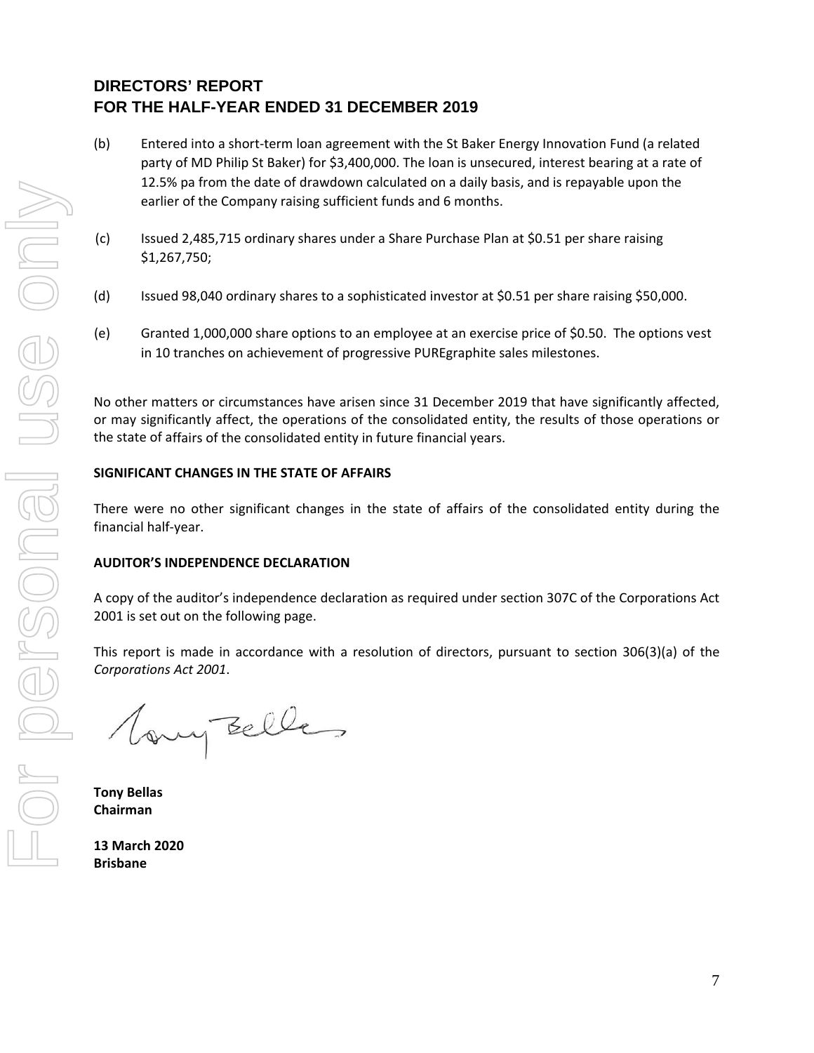# DIRECTORS' REPORT
# FOR THE HALF-YEAR ENDED 31 DECEMBER 2019

(b) Entered into a short-term loan agreement with the St Baker Energy Innovation Fund (a related party of MD Philip St Baker) for $3,400,000. The loan is unsecured, interest bearing at a rate of 12.5% pa from the date of drawdown calculated on a daily basis, and is repayable upon the earlier of the Company raising sufficient funds and 6 months.

(c) Issued 2,485,715 ordinary shares under a Share Purchase Plan at $0.51 per share raising $1,267,750;

(d) Issued 98,040 ordinary shares to a sophisticated investor at $0.51 per share raising $50,000.

(e) Granted 1,000,000 share options to an employee at an exercise price of $0.50. The options vest in 10 tranches on achievement of progressive PUREgraphite sales milestones.

No other matters or circumstances have arisen since 31 December 2019 that have significantly affected, or may significantly affect, the operations of the consolidated entity, the results of those operations or the state of affairs of the consolidated entity in future financial years.

**SIGNIFICANT CHANGES IN THE STATE OF AFFAIRS**

There were no other significant changes in the state of affairs of the consolidated entity during the financial half-year.

**AUDITOR'S INDEPENDENCE DECLARATION**

A copy of the auditor's independence declaration as required under section 307C of the Corporations Act 2001 is set out on the following page.

This report is made in accordance with a resolution of directors, pursuant to section 306(3)(a) of the *Corporations Act 2001*.

**Tony Bellas**
**Chairman**

**13 March 2020**
**Brisbane**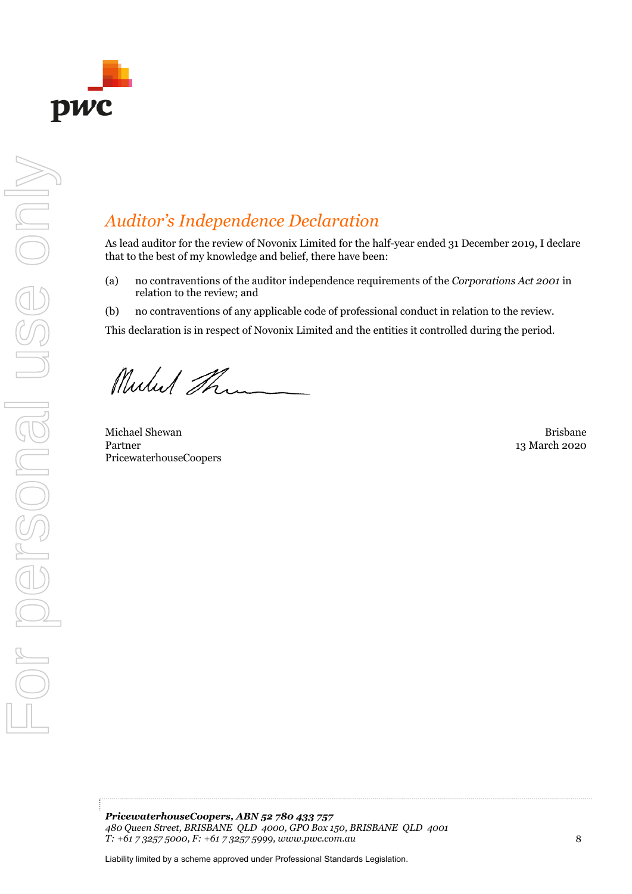# *Auditor's Independence Declaration*

As lead auditor for the review of Novonix Limited for the half-year ended 31 December 2019, I declare that to the best of my knowledge and belief, there have been:

(a) no contraventions of the auditor independence requirements of the *Corporations Act 2001* in relation to the review; and

(b) no contraventions of any applicable code of professional conduct in relation to the review.

This declaration is in respect of Novonix Limited and the entities it controlled during the period.

Michael Shewan
Partner
PricewaterhouseCoopers

Brisbane
13 March 2020

***PricewaterhouseCoopers, ABN 52 780 433 757***
*480 Queen Street, BRISBANE QLD 4000, GPO Box 150, BRISBANE QLD 4001*
*T: +61 7 3257 5000, F: +61 7 3257 5999, www.pwc.com.au*

Liability limited by a scheme approved under Professional Standards Legislation.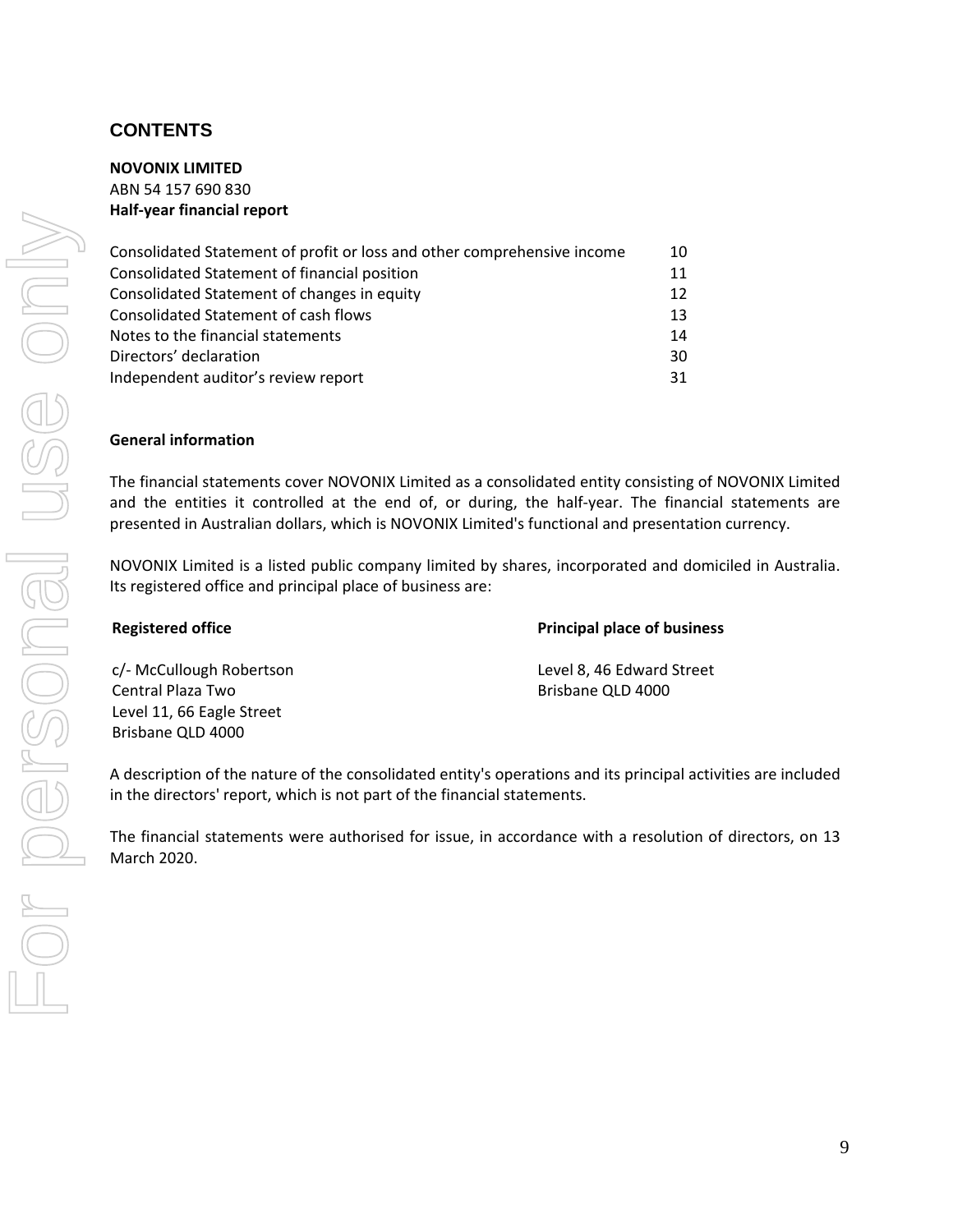# CONTENTS

**NOVONIX LIMITED**
ABN 54 157 690 830
**Half-year financial report**

| | |
|---|---|
| Consolidated Statement of profit or loss and other comprehensive income | 10 |
| Consolidated Statement of financial position | 11 |
| Consolidated Statement of changes in equity | 12 |
| Consolidated Statement of cash flows | 13 |
| Notes to the financial statements | 14 |
| Directors' declaration | 30 |
| Independent auditor's review report | 31 |

**General information**

The financial statements cover NOVONIX Limited as a consolidated entity consisting of NOVONIX Limited and the entities it controlled at the end of, or during, the half-year. The financial statements are presented in Australian dollars, which is NOVONIX Limited's functional and presentation currency.

NOVONIX Limited is a listed public company limited by shares, incorporated and domiciled in Australia. Its registered office and principal place of business are:

| **Registered office** | **Principal place of business** |
|---|---|
| c/- McCullough Robertson<br>Central Plaza Two<br>Level 11, 66 Eagle Street<br>Brisbane QLD 4000 | Level 8, 46 Edward Street<br>Brisbane QLD 4000 |

A description of the nature of the consolidated entity's operations and its principal activities are included in the directors' report, which is not part of the financial statements.

The financial statements were authorised for issue, in accordance with a resolution of directors, on 13 March 2020.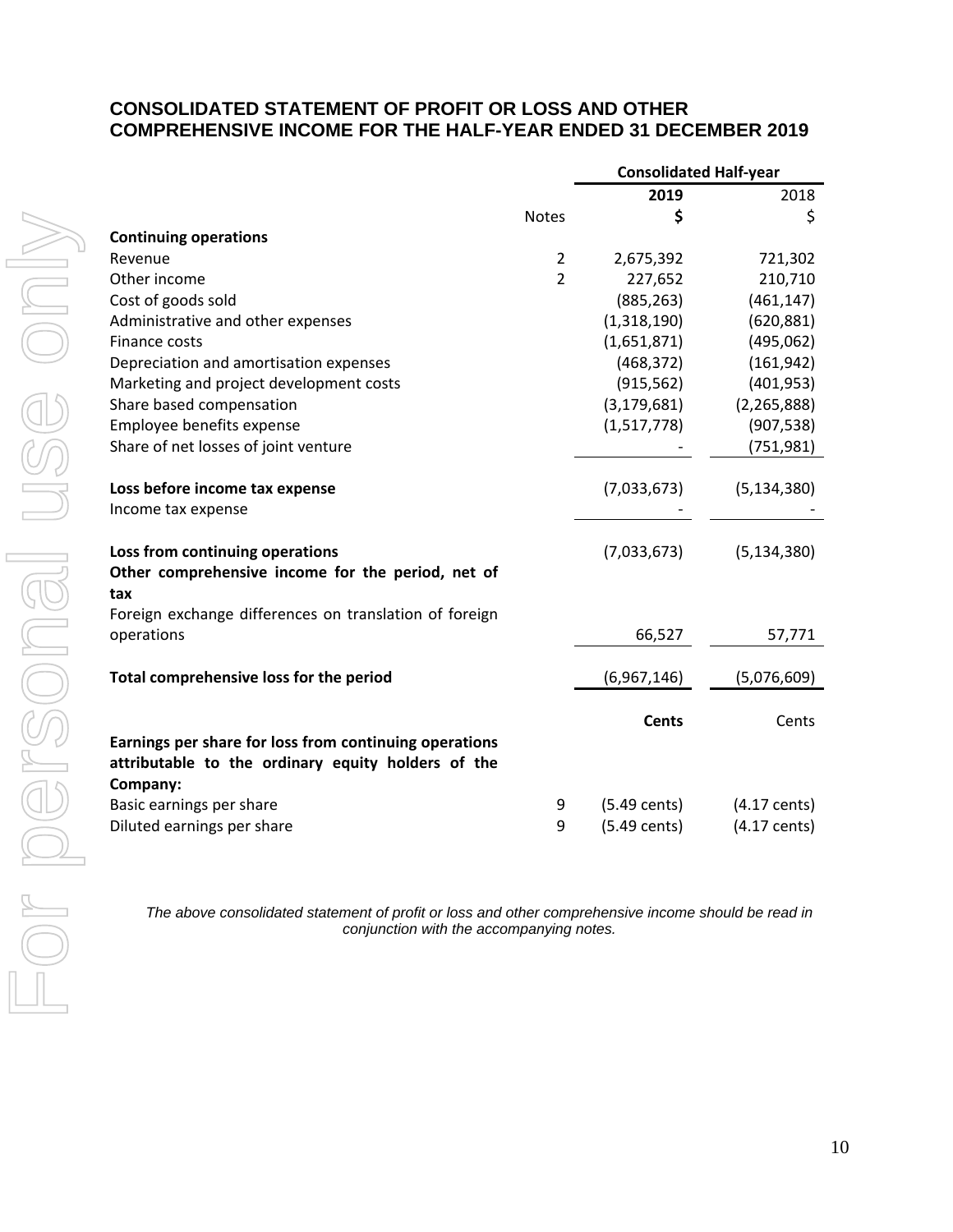# CONSOLIDATED STATEMENT OF PROFIT OR LOSS AND OTHER COMPREHENSIVE INCOME FOR THE HALF-YEAR ENDED 31 DECEMBER 2019

| | Notes | Consolidated Half-year 2019 $ | 2018 $ |
|---|---|---|---|
| **Continuing operations** | | | |
| Revenue | 2 | 2,675,392 | 721,302 |
| Other income | 2 | 227,652 | 210,710 |
| Cost of goods sold | | (885,263) | (461,147) |
| Administrative and other expenses | | (1,318,190) | (620,881) |
| Finance costs | | (1,651,871) | (495,062) |
| Depreciation and amortisation expenses | | (468,372) | (161,942) |
| Marketing and project development costs | | (915,562) | (401,953) |
| Share based compensation | | (3,179,681) | (2,265,888) |
| Employee benefits expense | | (1,517,778) | (907,538) |
| Share of net losses of joint venture | | - | (751,981) |
| **Loss before income tax expense** | | (7,033,673) | (5,134,380) |
| Income tax expense | | - | - |
| **Loss from continuing operations** | | (7,033,673) | (5,134,380) |
| **Other comprehensive income for the period, net of tax** | | | |
| Foreign exchange differences on translation of foreign operations | | 66,527 | 57,771 |
| **Total comprehensive loss for the period** | | (6,967,146) | (5,076,609) |
| | | **Cents** | Cents |
| **Earnings per share for loss from continuing operations attributable to the ordinary equity holders of the Company:** | | | |
| Basic earnings per share | 9 | (5.49 cents) | (4.17 cents) |
| Diluted earnings per share | 9 | (5.49 cents) | (4.17 cents) |

*The above consolidated statement of profit or loss and other comprehensive income should be read in conjunction with the accompanying notes.*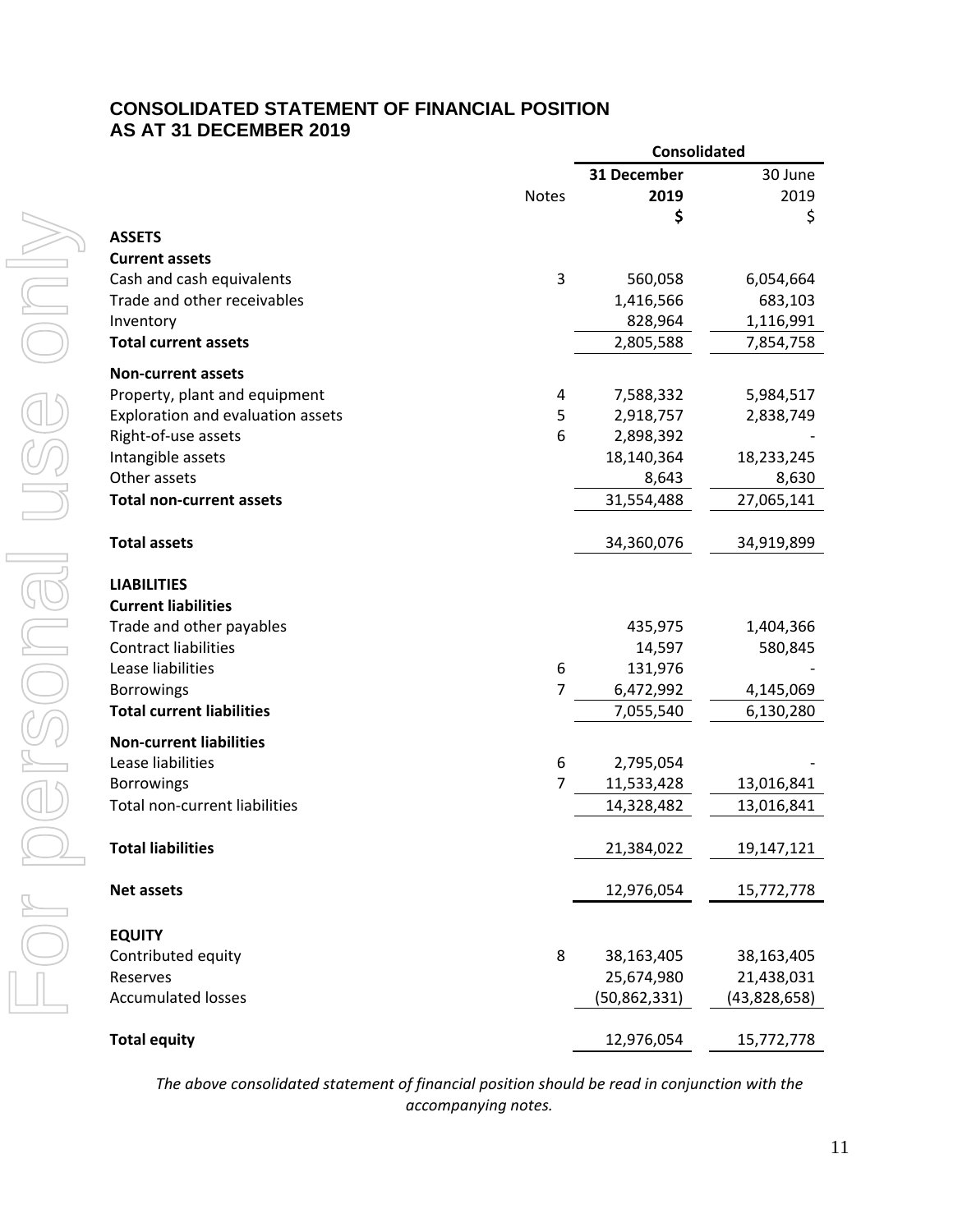# CONSOLIDATED STATEMENT OF FINANCIAL POSITION
## AS AT 31 DECEMBER 2019

| | Notes | Consolidated | |
|---|---|---|---|
| | | **31 December 2019** | 30 June 2019 |
| | | **$** | $ |
| **ASSETS** | | | |
| **Current assets** | | | |
| Cash and cash equivalents | 3 | 560,058 | 6,054,664 |
| Trade and other receivables | | 1,416,566 | 683,103 |
| Inventory | | 828,964 | 1,116,991 |
| **Total current assets** | | 2,805,588 | 7,854,758 |
| **Non-current assets** | | | |
| Property, plant and equipment | 4 | 7,588,332 | 5,984,517 |
| Exploration and evaluation assets | 5 | 2,918,757 | 2,838,749 |
| Right-of-use assets | 6 | 2,898,392 | - |
| Intangible assets | | 18,140,364 | 18,233,245 |
| Other assets | | 8,643 | 8,630 |
| **Total non-current assets** | | 31,554,488 | 27,065,141 |
| **Total assets** | | 34,360,076 | 34,919,899 |
| **LIABILITIES** | | | |
| **Current liabilities** | | | |
| Trade and other payables | | 435,975 | 1,404,366 |
| Contract liabilities | | 14,597 | 580,845 |
| Lease liabilities | 6 | 131,976 | - |
| Borrowings | 7 | 6,472,992 | 4,145,069 |
| **Total current liabilities** | | 7,055,540 | 6,130,280 |
| **Non-current liabilities** | | | |
| Lease liabilities | 6 | 2,795,054 | - |
| Borrowings | 7 | 11,533,428 | 13,016,841 |
| Total non-current liabilities | | 14,328,482 | 13,016,841 |
| **Total liabilities** | | 21,384,022 | 19,147,121 |
| **Net assets** | | 12,976,054 | 15,772,778 |
| **EQUITY** | | | |
| Contributed equity | 8 | 38,163,405 | 38,163,405 |
| Reserves | | 25,674,980 | 21,438,031 |
| Accumulated losses | | (50,862,331) | (43,828,658) |
| **Total equity** | | 12,976,054 | 15,772,778 |

*The above consolidated statement of financial position should be read in conjunction with the accompanying notes.*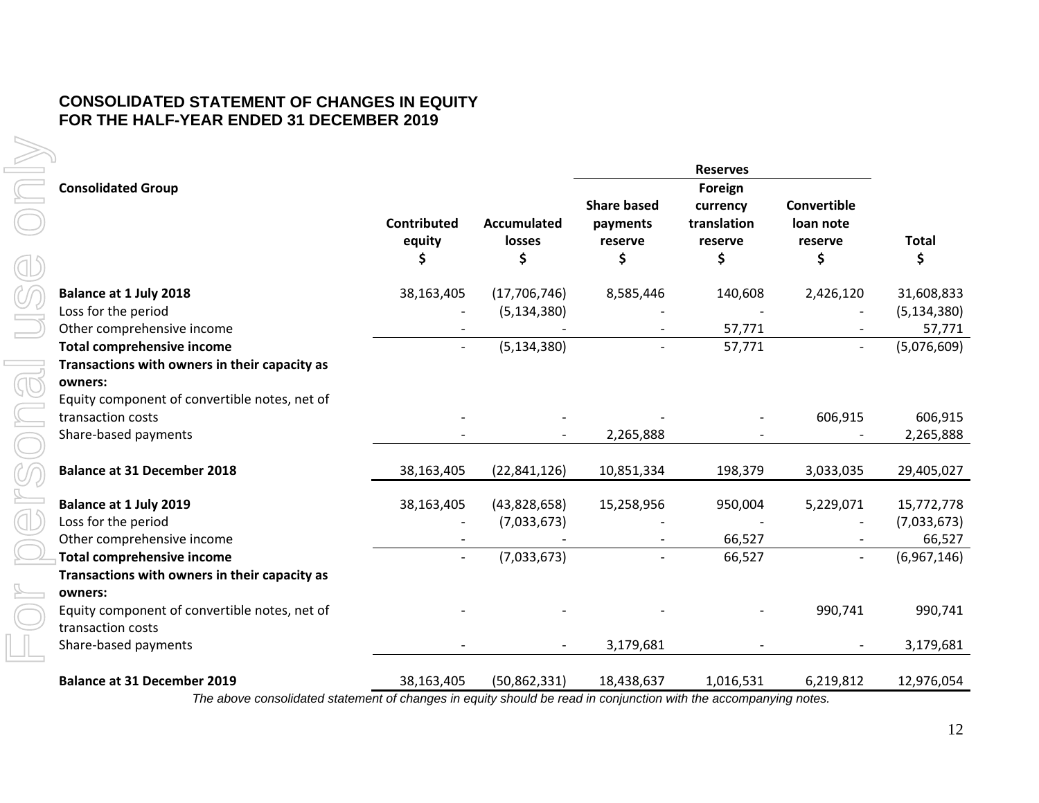# CONSOLIDATED STATEMENT OF CHANGES IN EQUITY
# FOR THE HALF-YEAR ENDED 31 DECEMBER 2019

| Consolidated Group | Contributed equity $ | Accumulated losses $ | Reserves: Share based payments reserve $ | Reserves: Foreign currency translation reserve $ | Reserves: Convertible loan note reserve $ | Total $ |
|---|---|---|---|---|---|---|
| **Balance at 1 July 2018** | 38,163,405 | (17,706,746) | 8,585,446 | 140,608 | 2,426,120 | 31,608,833 |
| Loss for the period | - | (5,134,380) | - | - | - | (5,134,380) |
| Other comprehensive income | - | - | - | 57,771 | - | 57,771 |
| **Total comprehensive income** | - | (5,134,380) | - | 57,771 | - | (5,076,609) |
| **Transactions with owners in their capacity as owners:** | | | | | | |
| Equity component of convertible notes, net of transaction costs | - | - | - | - | 606,915 | 606,915 |
| Share-based payments | - | - | 2,265,888 | - | - | 2,265,888 |
| **Balance at 31 December 2018** | 38,163,405 | (22,841,126) | 10,851,334 | 198,379 | 3,033,035 | 29,405,027 |
| **Balance at 1 July 2019** | 38,163,405 | (43,828,658) | 15,258,956 | 950,004 | 5,229,071 | 15,772,778 |
| Loss for the period | - | (7,033,673) | - | - | - | (7,033,673) |
| Other comprehensive income | - | - | - | 66,527 | - | 66,527 |
| **Total comprehensive income** | - | (7,033,673) | - | 66,527 | - | (6,967,146) |
| **Transactions with owners in their capacity as owners:** | | | | | | |
| Equity component of convertible notes, net of transaction costs | - | - | - | - | 990,741 | 990,741 |
| Share-based payments | - | - | 3,179,681 | - | - | 3,179,681 |
| **Balance at 31 December 2019** | 38,163,405 | (50,862,331) | 18,438,637 | 1,016,531 | 6,219,812 | 12,976,054 |

*The above consolidated statement of changes in equity should be read in conjunction with the accompanying notes.*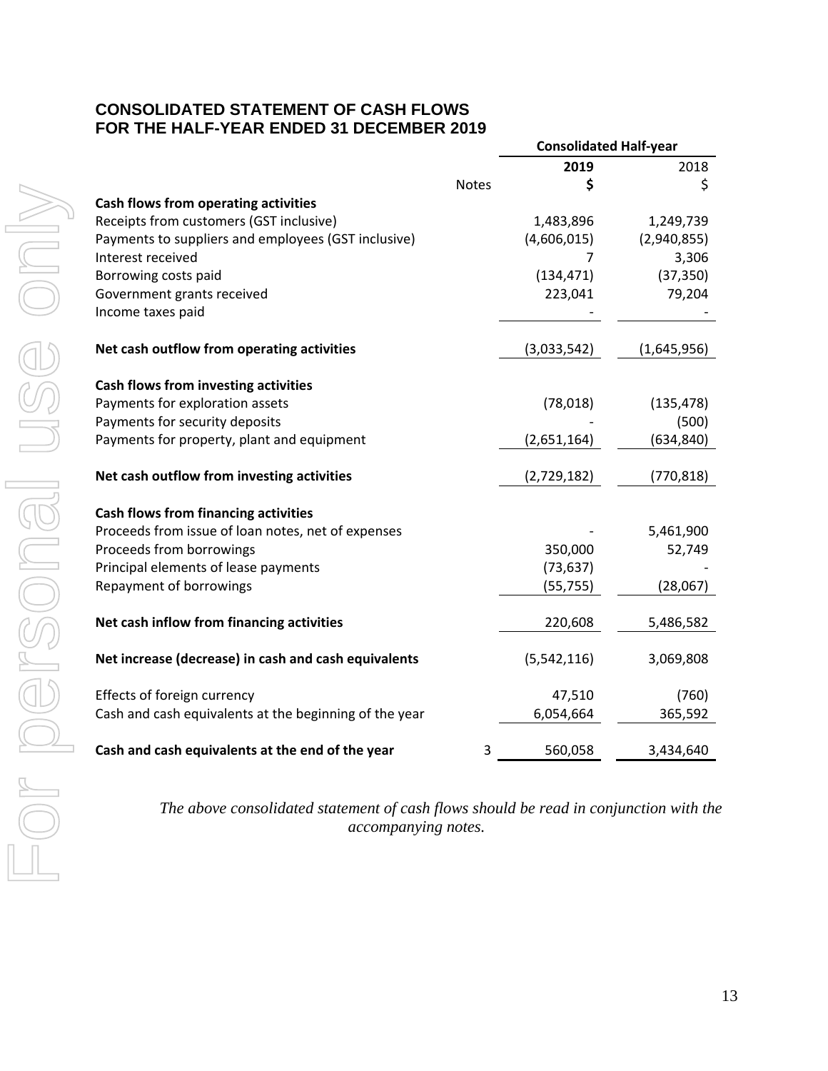# CONSOLIDATED STATEMENT OF CASH FLOWS
# FOR THE HALF-YEAR ENDED 31 DECEMBER 2019

| | | Consolidated Half-year | |
|---|---|---|---|
| | | **2019** | 2018 |
| | Notes | **$** | $ |
| **Cash flows from operating activities** | | | |
| Receipts from customers (GST inclusive) | | 1,483,896 | 1,249,739 |
| Payments to suppliers and employees (GST inclusive) | | (4,606,015) | (2,940,855) |
| Interest received | | 7 | 3,306 |
| Borrowing costs paid | | (134,471) | (37,350) |
| Government grants received | | 223,041 | 79,204 |
| Income taxes paid | | - | - |
| **Net cash outflow from operating activities** | | (3,033,542) | (1,645,956) |
| **Cash flows from investing activities** | | | |
| Payments for exploration assets | | (78,018) | (135,478) |
| Payments for security deposits | | - | (500) |
| Payments for property, plant and equipment | | (2,651,164) | (634,840) |
| **Net cash outflow from investing activities** | | (2,729,182) | (770,818) |
| **Cash flows from financing activities** | | | |
| Proceeds from issue of loan notes, net of expenses | | - | 5,461,900 |
| Proceeds from borrowings | | 350,000 | 52,749 |
| Principal elements of lease payments | | (73,637) | - |
| Repayment of borrowings | | (55,755) | (28,067) |
| **Net cash inflow from financing activities** | | 220,608 | 5,486,582 |
| **Net increase (decrease) in cash and cash equivalents** | | (5,542,116) | 3,069,808 |
| Effects of foreign currency | | 47,510 | (760) |
| Cash and cash equivalents at the beginning of the year | | 6,054,664 | 365,592 |
| **Cash and cash equivalents at the end of the year** | 3 | 560,058 | 3,434,640 |

*The above consolidated statement of cash flows should be read in conjunction with the accompanying notes.*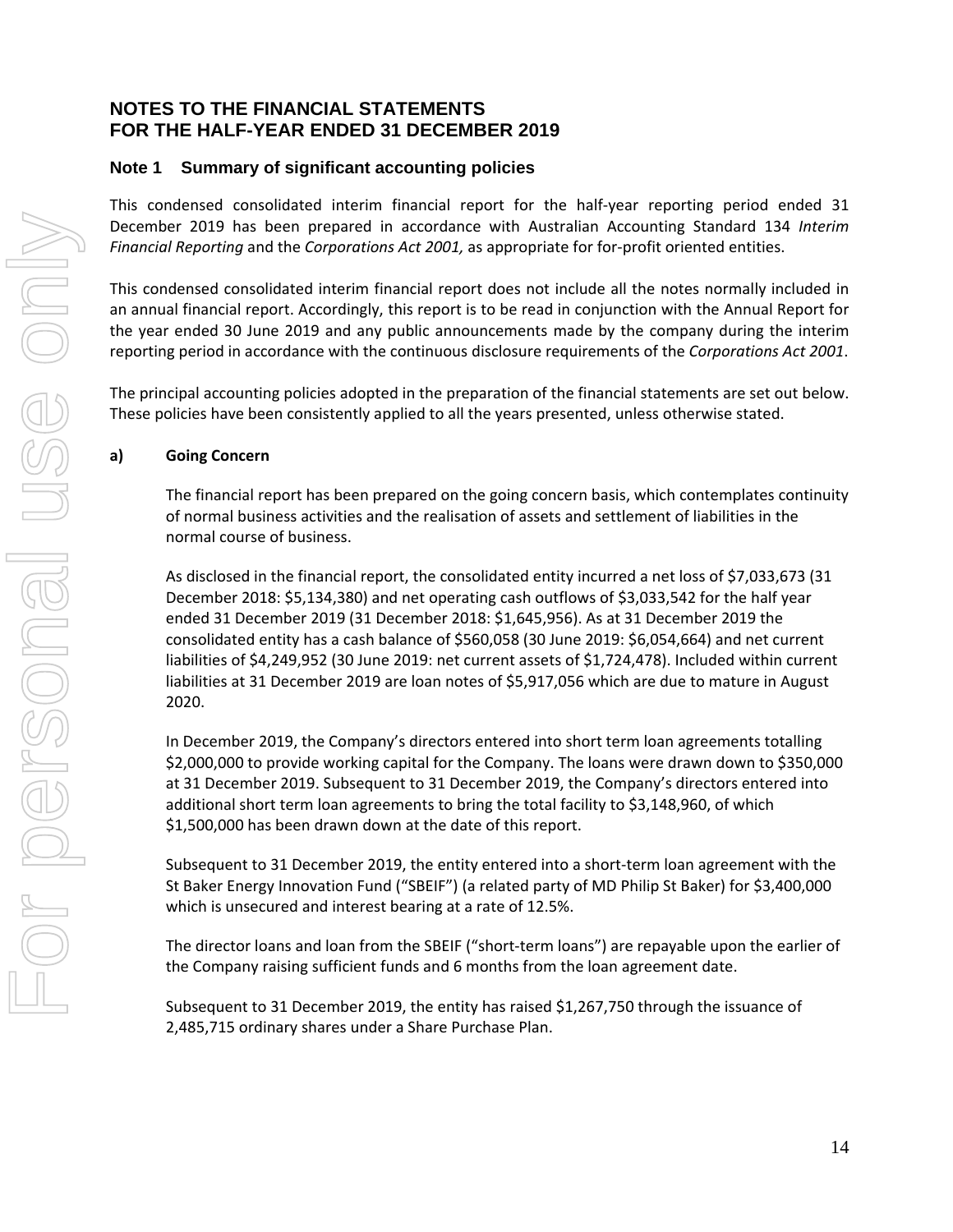# NOTES TO THE FINANCIAL STATEMENTS
# FOR THE HALF-YEAR ENDED 31 DECEMBER 2019

## Note 1 Summary of significant accounting policies

This condensed consolidated interim financial report for the half-year reporting period ended 31 December 2019 has been prepared in accordance with Australian Accounting Standard 134 *Interim Financial Reporting* and the *Corporations Act 2001,* as appropriate for for-profit oriented entities.

This condensed consolidated interim financial report does not include all the notes normally included in an annual financial report. Accordingly, this report is to be read in conjunction with the Annual Report for the year ended 30 June 2019 and any public announcements made by the company during the interim reporting period in accordance with the continuous disclosure requirements of the *Corporations Act 2001*.

The principal accounting policies adopted in the preparation of the financial statements are set out below. These policies have been consistently applied to all the years presented, unless otherwise stated.

### a) Going Concern

The financial report has been prepared on the going concern basis, which contemplates continuity of normal business activities and the realisation of assets and settlement of liabilities in the normal course of business.

As disclosed in the financial report, the consolidated entity incurred a net loss of $7,033,673 (31 December 2018: $5,134,380) and net operating cash outflows of $3,033,542 for the half year ended 31 December 2019 (31 December 2018: $1,645,956). As at 31 December 2019 the consolidated entity has a cash balance of $560,058 (30 June 2019: $6,054,664) and net current liabilities of $4,249,952 (30 June 2019: net current assets of $1,724,478). Included within current liabilities at 31 December 2019 are loan notes of $5,917,056 which are due to mature in August 2020.

In December 2019, the Company's directors entered into short term loan agreements totalling $2,000,000 to provide working capital for the Company. The loans were drawn down to $350,000 at 31 December 2019. Subsequent to 31 December 2019, the Company's directors entered into additional short term loan agreements to bring the total facility to $3,148,960, of which $1,500,000 has been drawn down at the date of this report.

Subsequent to 31 December 2019, the entity entered into a short-term loan agreement with the St Baker Energy Innovation Fund ("SBEIF") (a related party of MD Philip St Baker) for $3,400,000 which is unsecured and interest bearing at a rate of 12.5%.

The director loans and loan from the SBEIF ("short-term loans") are repayable upon the earlier of the Company raising sufficient funds and 6 months from the loan agreement date.

Subsequent to 31 December 2019, the entity has raised $1,267,750 through the issuance of 2,485,715 ordinary shares under a Share Purchase Plan.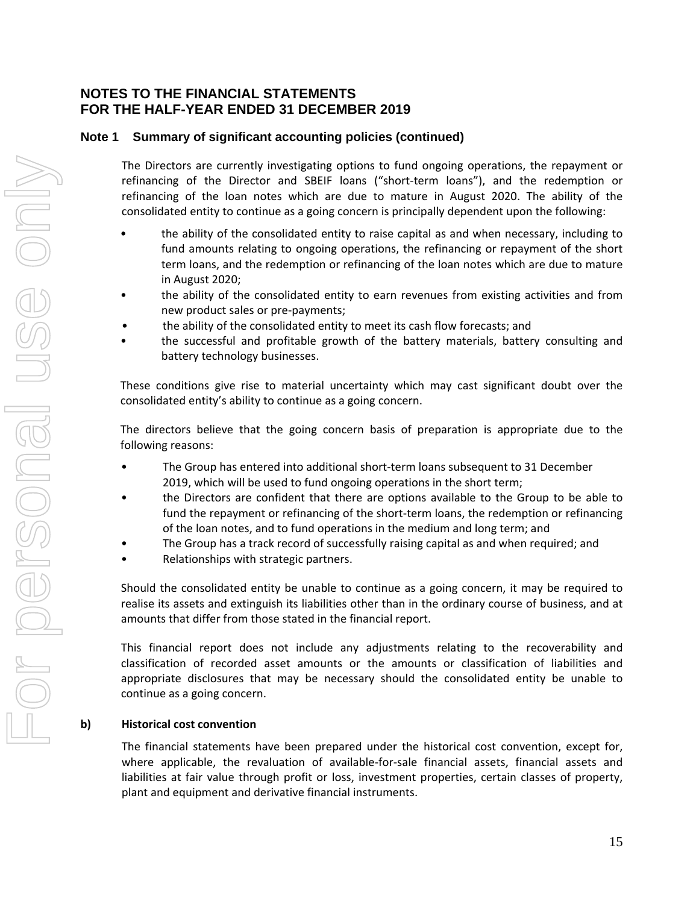# NOTES TO THE FINANCIAL STATEMENTS
# FOR THE HALF-YEAR ENDED 31 DECEMBER 2019

## Note 1 Summary of significant accounting policies (continued)

The Directors are currently investigating options to fund ongoing operations, the repayment or refinancing of the Director and SBEIF loans ("short-term loans"), and the redemption or refinancing of the loan notes which are due to mature in August 2020. The ability of the consolidated entity to continue as a going concern is principally dependent upon the following:

- the ability of the consolidated entity to raise capital as and when necessary, including to fund amounts relating to ongoing operations, the refinancing or repayment of the short term loans, and the redemption or refinancing of the loan notes which are due to mature in August 2020;
- the ability of the consolidated entity to earn revenues from existing activities and from new product sales or pre-payments;
- the ability of the consolidated entity to meet its cash flow forecasts; and
- the successful and profitable growth of the battery materials, battery consulting and battery technology businesses.

These conditions give rise to material uncertainty which may cast significant doubt over the consolidated entity's ability to continue as a going concern.

The directors believe that the going concern basis of preparation is appropriate due to the following reasons:

- The Group has entered into additional short-term loans subsequent to 31 December 2019, which will be used to fund ongoing operations in the short term;
- the Directors are confident that there are options available to the Group to be able to fund the repayment or refinancing of the short-term loans, the redemption or refinancing of the loan notes, and to fund operations in the medium and long term; and
- The Group has a track record of successfully raising capital as and when required; and
- Relationships with strategic partners.

Should the consolidated entity be unable to continue as a going concern, it may be required to realise its assets and extinguish its liabilities other than in the ordinary course of business, and at amounts that differ from those stated in the financial report.

This financial report does not include any adjustments relating to the recoverability and classification of recorded asset amounts or the amounts or classification of liabilities and appropriate disclosures that may be necessary should the consolidated entity be unable to continue as a going concern.

**b) Historical cost convention**

The financial statements have been prepared under the historical cost convention, except for, where applicable, the revaluation of available-for-sale financial assets, financial assets and liabilities at fair value through profit or loss, investment properties, certain classes of property, plant and equipment and derivative financial instruments.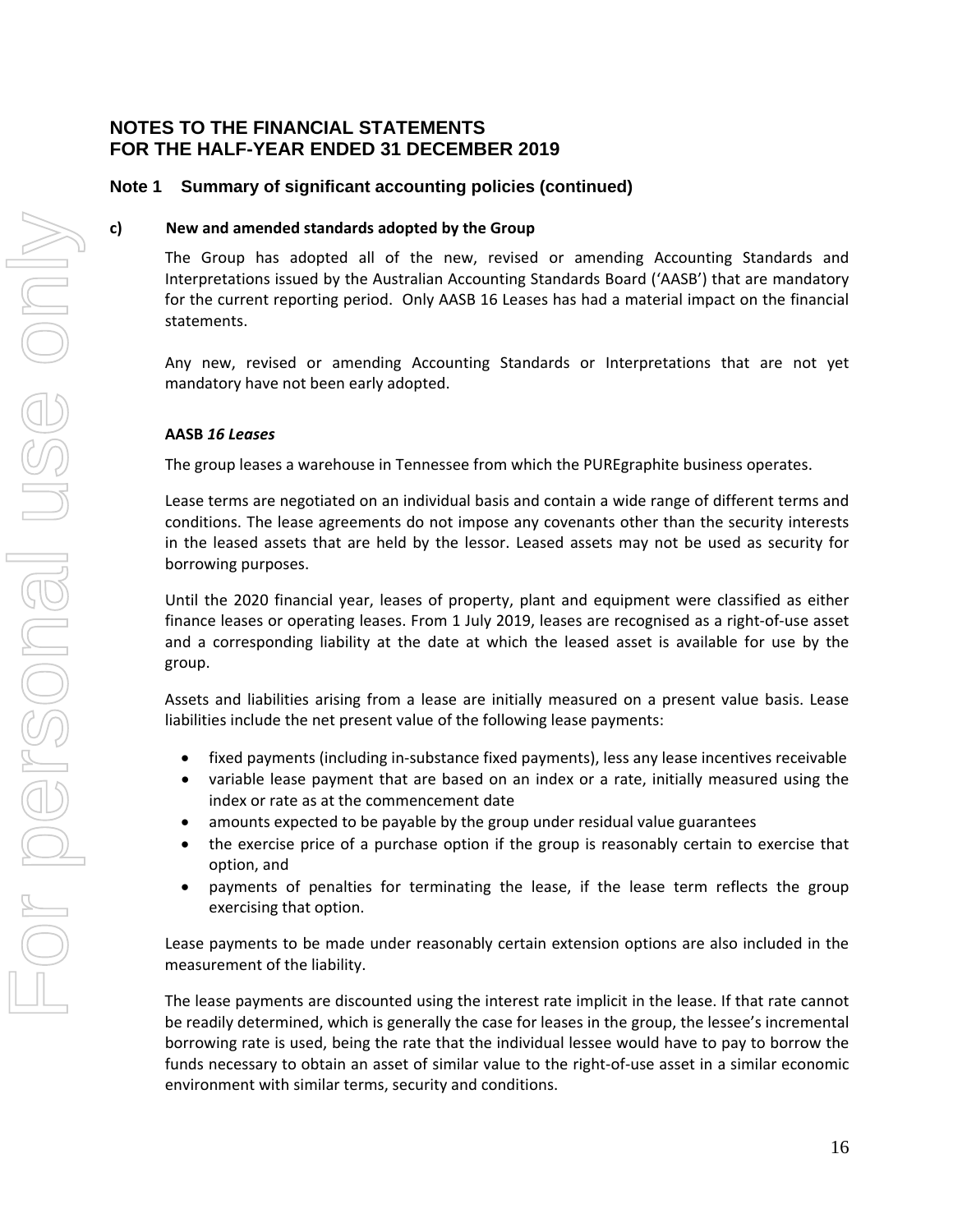# NOTES TO THE FINANCIAL STATEMENTS
# FOR THE HALF-YEAR ENDED 31 DECEMBER 2019

## Note 1 Summary of significant accounting policies (continued)

### c) New and amended standards adopted by the Group

The Group has adopted all of the new, revised or amending Accounting Standards and Interpretations issued by the Australian Accounting Standards Board ('AASB') that are mandatory for the current reporting period. Only AASB 16 Leases has had a material impact on the financial statements.

Any new, revised or amending Accounting Standards or Interpretations that are not yet mandatory have not been early adopted.

**AASB *16 Leases***

The group leases a warehouse in Tennessee from which the PUREgraphite business operates.

Lease terms are negotiated on an individual basis and contain a wide range of different terms and conditions. The lease agreements do not impose any covenants other than the security interests in the leased assets that are held by the lessor. Leased assets may not be used as security for borrowing purposes.

Until the 2020 financial year, leases of property, plant and equipment were classified as either finance leases or operating leases. From 1 July 2019, leases are recognised as a right-of-use asset and a corresponding liability at the date at which the leased asset is available for use by the group.

Assets and liabilities arising from a lease are initially measured on a present value basis. Lease liabilities include the net present value of the following lease payments:

- fixed payments (including in-substance fixed payments), less any lease incentives receivable
- variable lease payment that are based on an index or a rate, initially measured using the index or rate as at the commencement date
- amounts expected to be payable by the group under residual value guarantees
- the exercise price of a purchase option if the group is reasonably certain to exercise that option, and
- payments of penalties for terminating the lease, if the lease term reflects the group exercising that option.

Lease payments to be made under reasonably certain extension options are also included in the measurement of the liability.

The lease payments are discounted using the interest rate implicit in the lease. If that rate cannot be readily determined, which is generally the case for leases in the group, the lessee's incremental borrowing rate is used, being the rate that the individual lessee would have to pay to borrow the funds necessary to obtain an asset of similar value to the right-of-use asset in a similar economic environment with similar terms, security and conditions.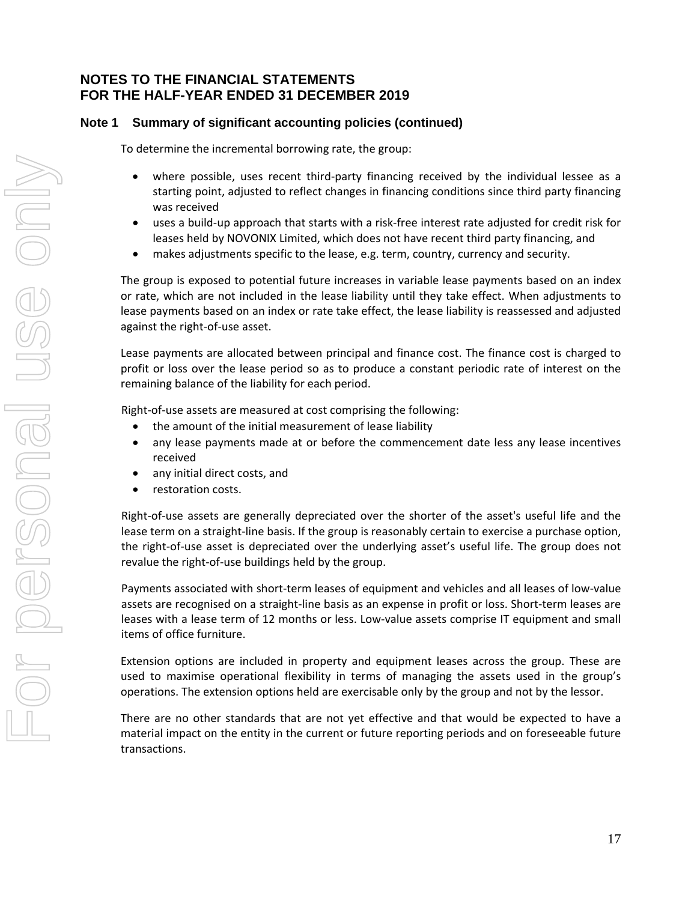# NOTES TO THE FINANCIAL STATEMENTS
# FOR THE HALF-YEAR ENDED 31 DECEMBER 2019

## Note 1 Summary of significant accounting policies (continued)

To determine the incremental borrowing rate, the group:

- where possible, uses recent third-party financing received by the individual lessee as a starting point, adjusted to reflect changes in financing conditions since third party financing was received
- uses a build-up approach that starts with a risk-free interest rate adjusted for credit risk for leases held by NOVONIX Limited, which does not have recent third party financing, and
- makes adjustments specific to the lease, e.g. term, country, currency and security.

The group is exposed to potential future increases in variable lease payments based on an index or rate, which are not included in the lease liability until they take effect. When adjustments to lease payments based on an index or rate take effect, the lease liability is reassessed and adjusted against the right-of-use asset.

Lease payments are allocated between principal and finance cost. The finance cost is charged to profit or loss over the lease period so as to produce a constant periodic rate of interest on the remaining balance of the liability for each period.

Right-of-use assets are measured at cost comprising the following:

- the amount of the initial measurement of lease liability
- any lease payments made at or before the commencement date less any lease incentives received
- any initial direct costs, and
- restoration costs.

Right-of-use assets are generally depreciated over the shorter of the asset's useful life and the lease term on a straight-line basis. If the group is reasonably certain to exercise a purchase option, the right-of-use asset is depreciated over the underlying asset's useful life. The group does not revalue the right-of-use buildings held by the group.

Payments associated with short-term leases of equipment and vehicles and all leases of low-value assets are recognised on a straight-line basis as an expense in profit or loss. Short-term leases are leases with a lease term of 12 months or less. Low-value assets comprise IT equipment and small items of office furniture.

Extension options are included in property and equipment leases across the group. These are used to maximise operational flexibility in terms of managing the assets used in the group's operations. The extension options held are exercisable only by the group and not by the lessor.

There are no other standards that are not yet effective and that would be expected to have a material impact on the entity in the current or future reporting periods and on foreseeable future transactions.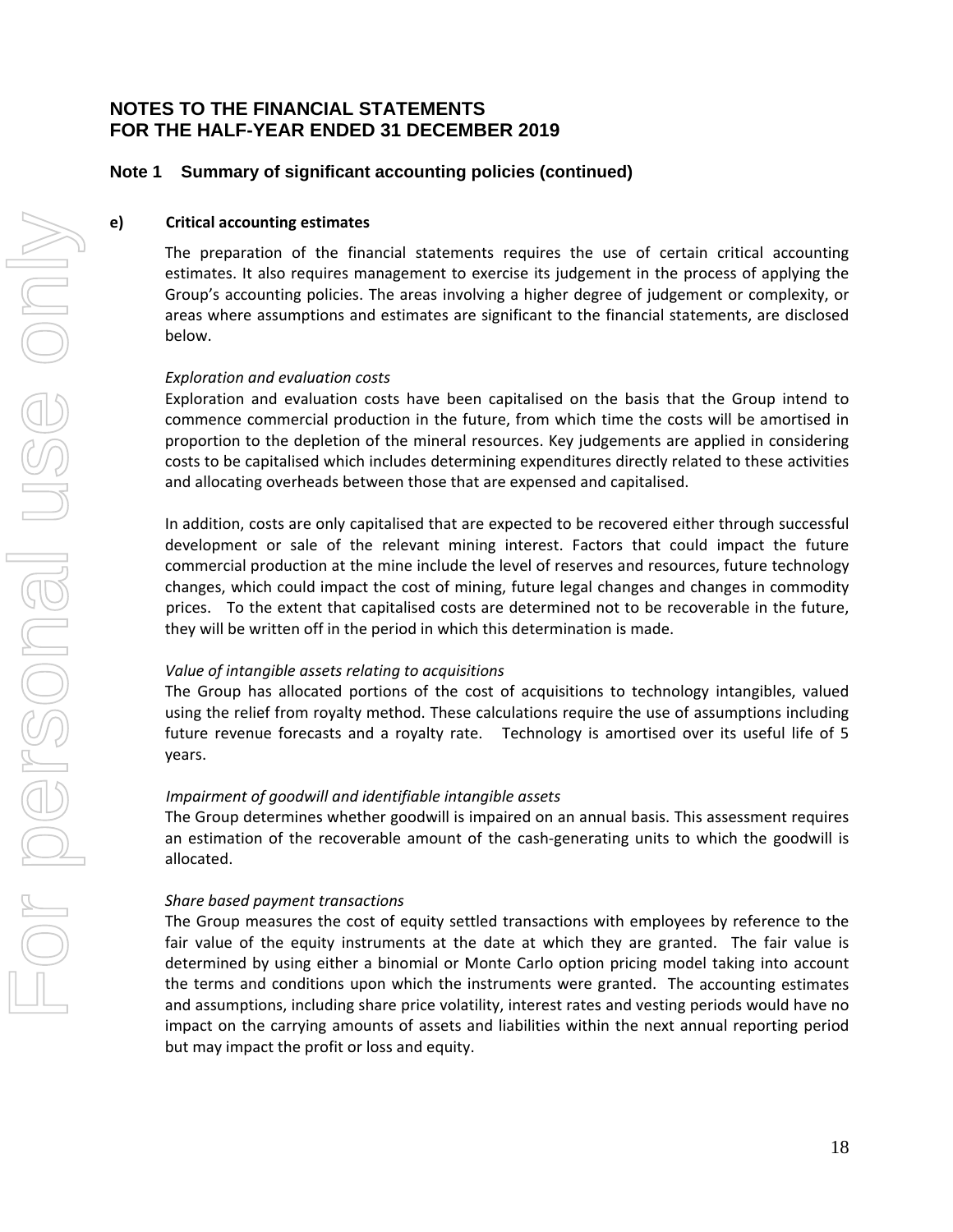# NOTES TO THE FINANCIAL STATEMENTS
# FOR THE HALF-YEAR ENDED 31 DECEMBER 2019

## Note 1 Summary of significant accounting policies (continued)

### e) Critical accounting estimates

The preparation of the financial statements requires the use of certain critical accounting estimates. It also requires management to exercise its judgement in the process of applying the Group's accounting policies. The areas involving a higher degree of judgement or complexity, or areas where assumptions and estimates are significant to the financial statements, are disclosed below.

*Exploration and evaluation costs*

Exploration and evaluation costs have been capitalised on the basis that the Group intend to commence commercial production in the future, from which time the costs will be amortised in proportion to the depletion of the mineral resources. Key judgements are applied in considering costs to be capitalised which includes determining expenditures directly related to these activities and allocating overheads between those that are expensed and capitalised.

In addition, costs are only capitalised that are expected to be recovered either through successful development or sale of the relevant mining interest. Factors that could impact the future commercial production at the mine include the level of reserves and resources, future technology changes, which could impact the cost of mining, future legal changes and changes in commodity prices. To the extent that capitalised costs are determined not to be recoverable in the future, they will be written off in the period in which this determination is made.

*Value of intangible assets relating to acquisitions*

The Group has allocated portions of the cost of acquisitions to technology intangibles, valued using the relief from royalty method. These calculations require the use of assumptions including future revenue forecasts and a royalty rate. Technology is amortised over its useful life of 5 years.

*Impairment of goodwill and identifiable intangible assets*

The Group determines whether goodwill is impaired on an annual basis. This assessment requires an estimation of the recoverable amount of the cash-generating units to which the goodwill is allocated.

*Share based payment transactions*

The Group measures the cost of equity settled transactions with employees by reference to the fair value of the equity instruments at the date at which they are granted. The fair value is determined by using either a binomial or Monte Carlo option pricing model taking into account the terms and conditions upon which the instruments were granted. The accounting estimates and assumptions, including share price volatility, interest rates and vesting periods would have no impact on the carrying amounts of assets and liabilities within the next annual reporting period but may impact the profit or loss and equity.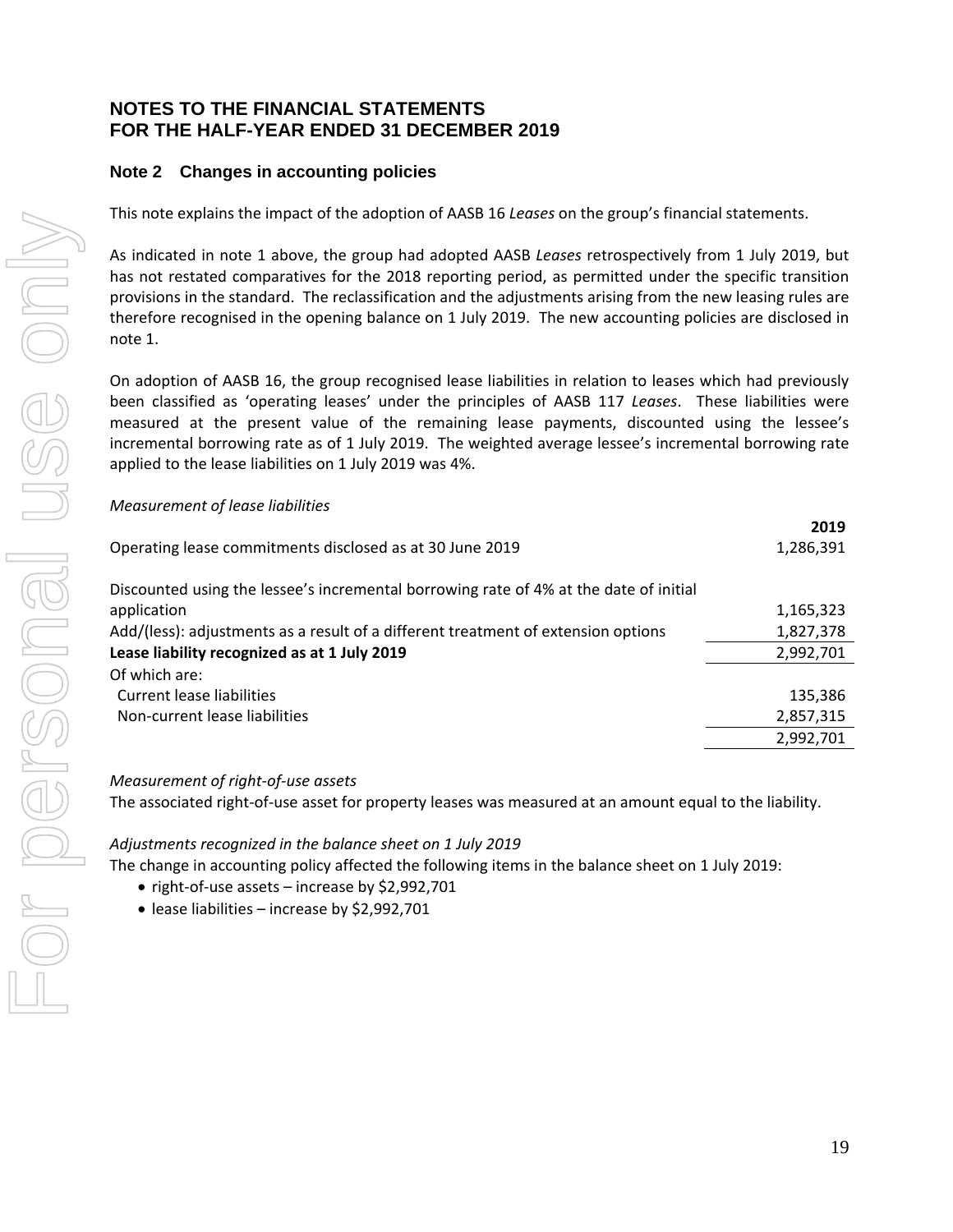# NOTES TO THE FINANCIAL STATEMENTS
# FOR THE HALF-YEAR ENDED 31 DECEMBER 2019

## Note 2 Changes in accounting policies

This note explains the impact of the adoption of AASB 16 *Leases* on the group's financial statements.

As indicated in note 1 above, the group had adopted AASB *Leases* retrospectively from 1 July 2019, but has not restated comparatives for the 2018 reporting period, as permitted under the specific transition provisions in the standard. The reclassification and the adjustments arising from the new leasing rules are therefore recognised in the opening balance on 1 July 2019. The new accounting policies are disclosed in note 1.

On adoption of AASB 16, the group recognised lease liabilities in relation to leases which had previously been classified as 'operating leases' under the principles of AASB 117 *Leases*. These liabilities were measured at the present value of the remaining lease payments, discounted using the lessee's incremental borrowing rate as of 1 July 2019. The weighted average lessee's incremental borrowing rate applied to the lease liabilities on 1 July 2019 was 4%.

*Measurement of lease liabilities*

| | **2019** |
|---|---|
| Operating lease commitments disclosed as at 30 June 2019 | 1,286,391 |
| Discounted using the lessee's incremental borrowing rate of 4% at the date of initial application | 1,165,323 |
| Add/(less): adjustments as a result of a different treatment of extension options | 1,827,378 |
| **Lease liability recognized as at 1 July 2019** | 2,992,701 |
| Of which are: | |
| Current lease liabilities | 135,386 |
| Non-current lease liabilities | 2,857,315 |
| | 2,992,701 |

*Measurement of right-of-use assets*

The associated right-of-use asset for property leases was measured at an amount equal to the liability.

*Adjustments recognized in the balance sheet on 1 July 2019*

The change in accounting policy affected the following items in the balance sheet on 1 July 2019:

- right-of-use assets – increase by $2,992,701
- lease liabilities – increase by $2,992,701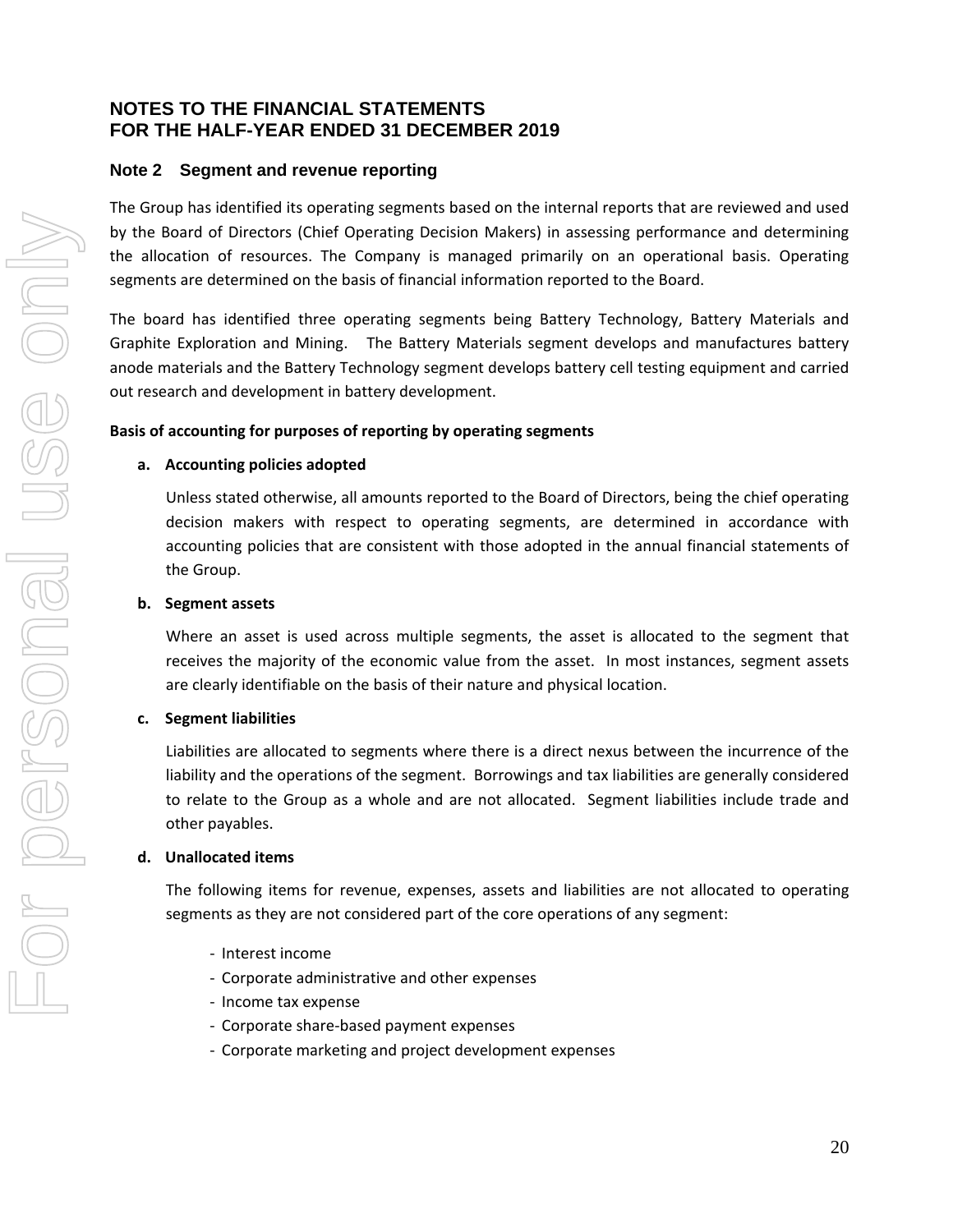# NOTES TO THE FINANCIAL STATEMENTS
# FOR THE HALF-YEAR ENDED 31 DECEMBER 2019

## Note 2 Segment and revenue reporting

The Group has identified its operating segments based on the internal reports that are reviewed and used by the Board of Directors (Chief Operating Decision Makers) in assessing performance and determining the allocation of resources. The Company is managed primarily on an operational basis. Operating segments are determined on the basis of financial information reported to the Board.

The board has identified three operating segments being Battery Technology, Battery Materials and Graphite Exploration and Mining. The Battery Materials segment develops and manufactures battery anode materials and the Battery Technology segment develops battery cell testing equipment and carried out research and development in battery development.

**Basis of accounting for purposes of reporting by operating segments**

**a. Accounting policies adopted**

Unless stated otherwise, all amounts reported to the Board of Directors, being the chief operating decision makers with respect to operating segments, are determined in accordance with accounting policies that are consistent with those adopted in the annual financial statements of the Group.

**b. Segment assets**

Where an asset is used across multiple segments, the asset is allocated to the segment that receives the majority of the economic value from the asset. In most instances, segment assets are clearly identifiable on the basis of their nature and physical location.

**c. Segment liabilities**

Liabilities are allocated to segments where there is a direct nexus between the incurrence of the liability and the operations of the segment. Borrowings and tax liabilities are generally considered to relate to the Group as a whole and are not allocated. Segment liabilities include trade and other payables.

**d. Unallocated items**

The following items for revenue, expenses, assets and liabilities are not allocated to operating segments as they are not considered part of the core operations of any segment:

- Interest income
- Corporate administrative and other expenses
- Income tax expense
- Corporate share-based payment expenses
- Corporate marketing and project development expenses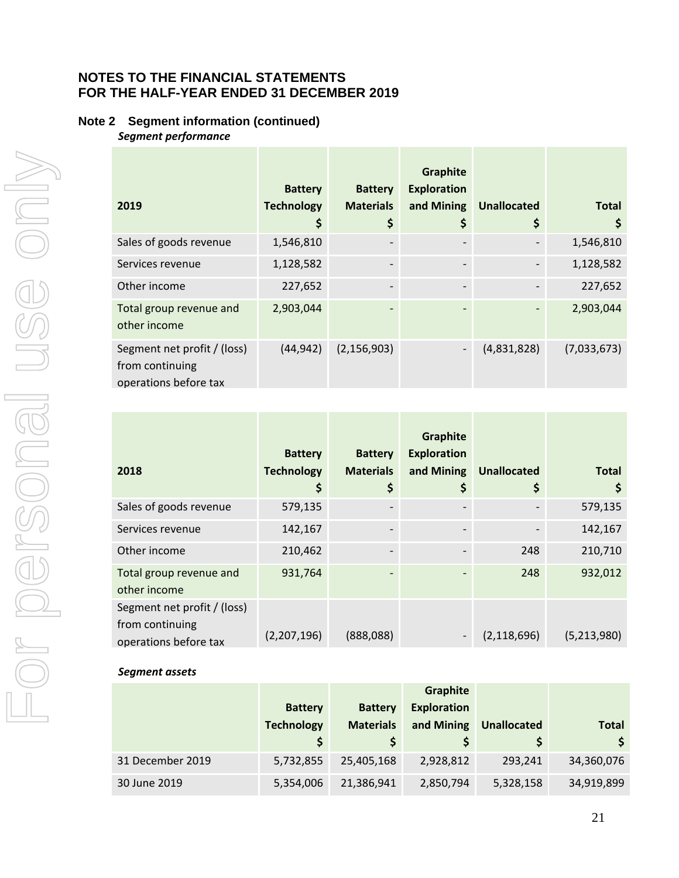# NOTES TO THE FINANCIAL STATEMENTS
# FOR THE HALF-YEAR ENDED 31 DECEMBER 2019

## Note 2 Segment information (continued)

***Segment performance***

| 2019 | Battery Technology $ | Battery Materials $ | Graphite Exploration and Mining $ | Unallocated $ | Total $ |
|---|---|---|---|---|---|
| Sales of goods revenue | 1,546,810 | - | - | - | 1,546,810 |
| Services revenue | 1,128,582 | - | - | - | 1,128,582 |
| Other income | 227,652 | - | - | - | 227,652 |
| Total group revenue and other income | 2,903,044 | - | - | - | 2,903,044 |
| Segment net profit / (loss) from continuing operations before tax | (44,942) | (2,156,903) | - | (4,831,828) | (7,033,673) |

| 2018 | Battery Technology $ | Battery Materials $ | Graphite Exploration and Mining $ | Unallocated $ | Total $ |
|---|---|---|---|---|---|
| Sales of goods revenue | 579,135 | - | - | - | 579,135 |
| Services revenue | 142,167 | - | - | - | 142,167 |
| Other income | 210,462 | - | - | 248 | 210,710 |
| Total group revenue and other income | 931,764 | - | - | 248 | 932,012 |
| Segment net profit / (loss) from continuing operations before tax | (2,207,196) | (888,088) | - | (2,118,696) | (5,213,980) |

***Segment assets***

| | Battery Technology $ | Battery Materials $ | Graphite Exploration and Mining $ | Unallocated $ | Total $ |
|---|---|---|---|---|---|
| 31 December 2019 | 5,732,855 | 25,405,168 | 2,928,812 | 293,241 | 34,360,076 |
| 30 June 2019 | 5,354,006 | 21,386,941 | 2,850,794 | 5,328,158 | 34,919,899 |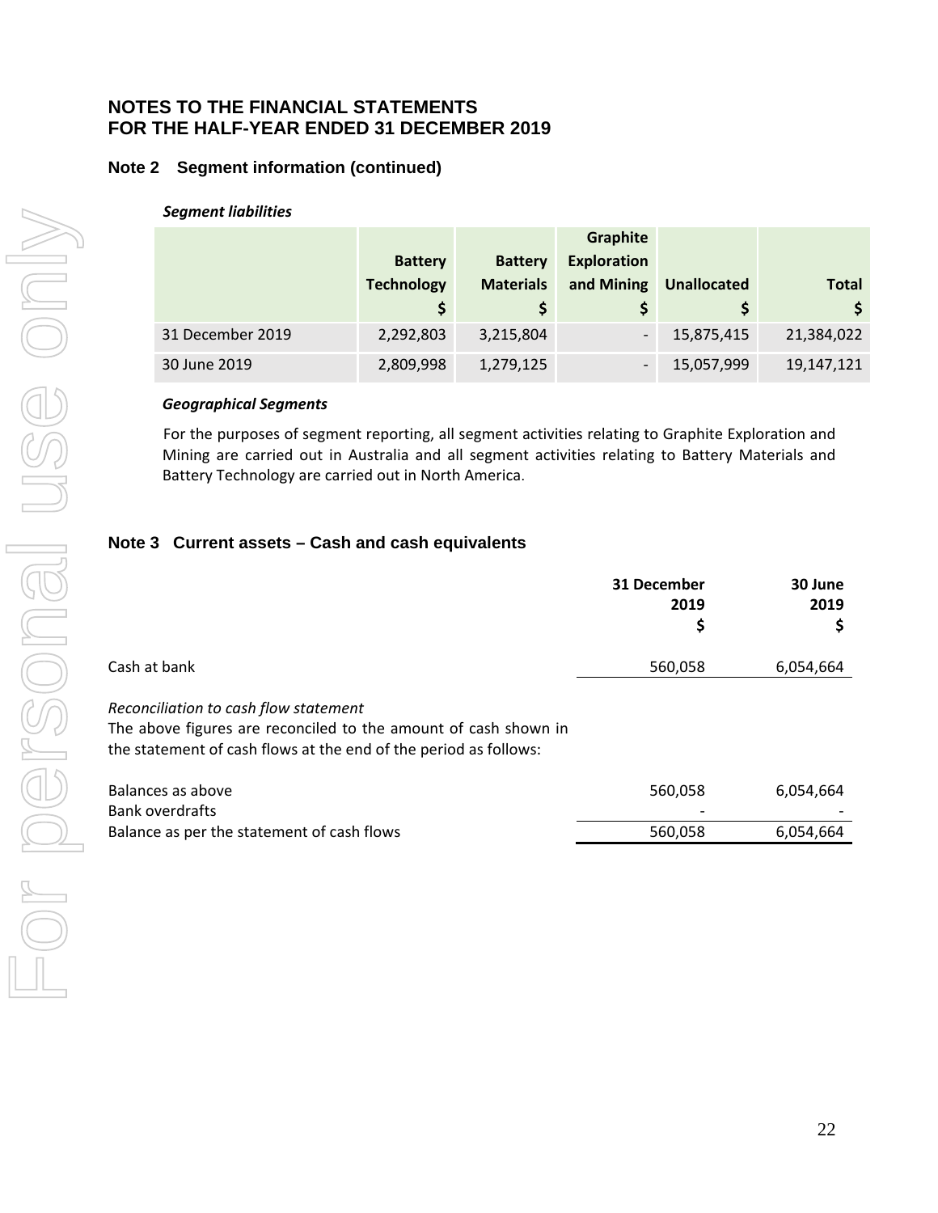# NOTES TO THE FINANCIAL STATEMENTS
# FOR THE HALF-YEAR ENDED 31 DECEMBER 2019

## Note 2 Segment information (continued)

***Segment liabilities***

| | Battery Technology $ | Battery Materials $ | Graphite Exploration and Mining $ | Unallocated $ | Total $ |
|---|---|---|---|---|---|
| 31 December 2019 | 2,292,803 | 3,215,804 | - | 15,875,415 | 21,384,022 |
| 30 June 2019 | 2,809,998 | 1,279,125 | - | 15,057,999 | 19,147,121 |

***Geographical Segments***

For the purposes of segment reporting, all segment activities relating to Graphite Exploration and Mining are carried out in Australia and all segment activities relating to Battery Materials and Battery Technology are carried out in North America.

## Note 3 Current assets – Cash and cash equivalents

| | 31 December 2019 $ | 30 June 2019 $ |
|---|---|---|
| Cash at bank | 560,058 | 6,054,664 |

*Reconciliation to cash flow statement*
The above figures are reconciled to the amount of cash shown in the statement of cash flows at the end of the period as follows:

| | | |
|---|---|---|
| Balances as above | 560,058 | 6,054,664 |
| Bank overdrafts | - | - |
| Balance as per the statement of cash flows | 560,058 | 6,054,664 |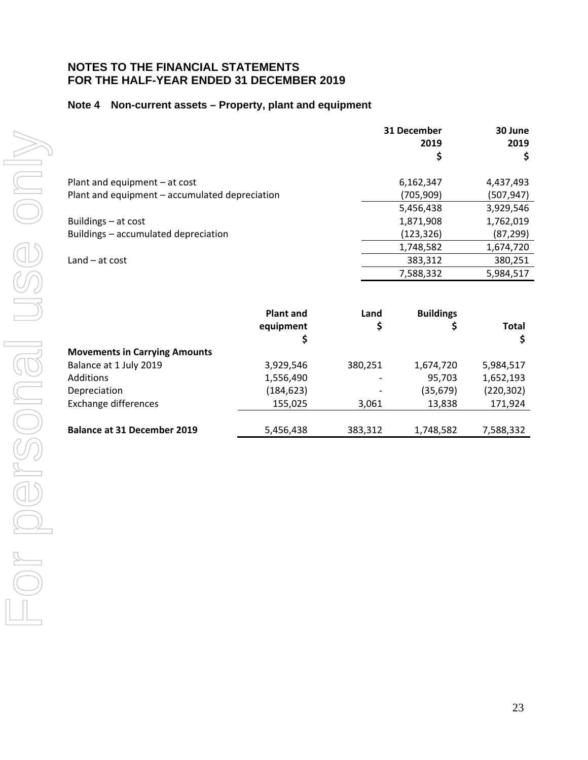# NOTES TO THE FINANCIAL STATEMENTS
# FOR THE HALF-YEAR ENDED 31 DECEMBER 2019

## Note 4 Non-current assets – Property, plant and equipment

| | 31 December 2019 $ | 30 June 2019 $ |
|---|---|---|
| Plant and equipment – at cost | 6,162,347 | 4,437,493 |
| Plant and equipment – accumulated depreciation | (705,909) | (507,947) |
| | 5,456,438 | 3,929,546 |
| Buildings – at cost | 1,871,908 | 1,762,019 |
| Buildings – accumulated depreciation | (123,326) | (87,299) |
| | 1,748,582 | 1,674,720 |
| Land – at cost | 383,312 | 380,251 |
| | 7,588,332 | 5,984,517 |

| | Plant and equipment $ | Land $ | Buildings $ | Total $ |
|---|---|---|---|---|
| **Movements in Carrying Amounts** | | | | |
| Balance at 1 July 2019 | 3,929,546 | 380,251 | 1,674,720 | 5,984,517 |
| Additions | 1,556,490 | - | 95,703 | 1,652,193 |
| Depreciation | (184,623) | - | (35,679) | (220,302) |
| Exchange differences | 155,025 | 3,061 | 13,838 | 171,924 |
| **Balance at 31 December 2019** | 5,456,438 | 383,312 | 1,748,582 | 7,588,332 |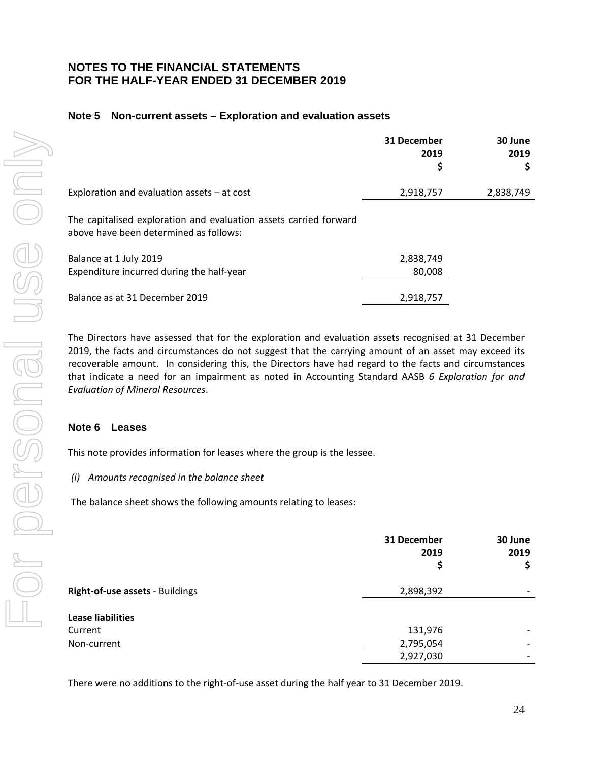# NOTES TO THE FINANCIAL STATEMENTS
# FOR THE HALF-YEAR ENDED 31 DECEMBER 2019

## Note 5 Non-current assets – Exploration and evaluation assets

| | 31 December 2019 $ | 30 June 2019 $ |
|---|---|---|
| Exploration and evaluation assets – at cost | 2,918,757 | 2,838,749 |

The capitalised exploration and evaluation assets carried forward above have been determined as follows:

| | |
|---|---|
| Balance at 1 July 2019 | 2,838,749 |
| Expenditure incurred during the half-year | 80,008 |
| Balance as at 31 December 2019 | 2,918,757 |

The Directors have assessed that for the exploration and evaluation assets recognised at 31 December 2019, the facts and circumstances do not suggest that the carrying amount of an asset may exceed its recoverable amount. In considering this, the Directors have had regard to the facts and circumstances that indicate a need for an impairment as noted in Accounting Standard AASB *6 Exploration for and Evaluation of Mineral Resources*.

## Note 6 Leases

This note provides information for leases where the group is the lessee.

*(i) Amounts recognised in the balance sheet*

The balance sheet shows the following amounts relating to leases:

| | 31 December 2019 $ | 30 June 2019 $ |
|---|---|---|
| **Right-of-use assets** - Buildings | 2,898,392 | - |
| **Lease liabilities** | | |
| Current | 131,976 | - |
| Non-current | 2,795,054 | - |
| | 2,927,030 | - |

There were no additions to the right-of-use asset during the half year to 31 December 2019.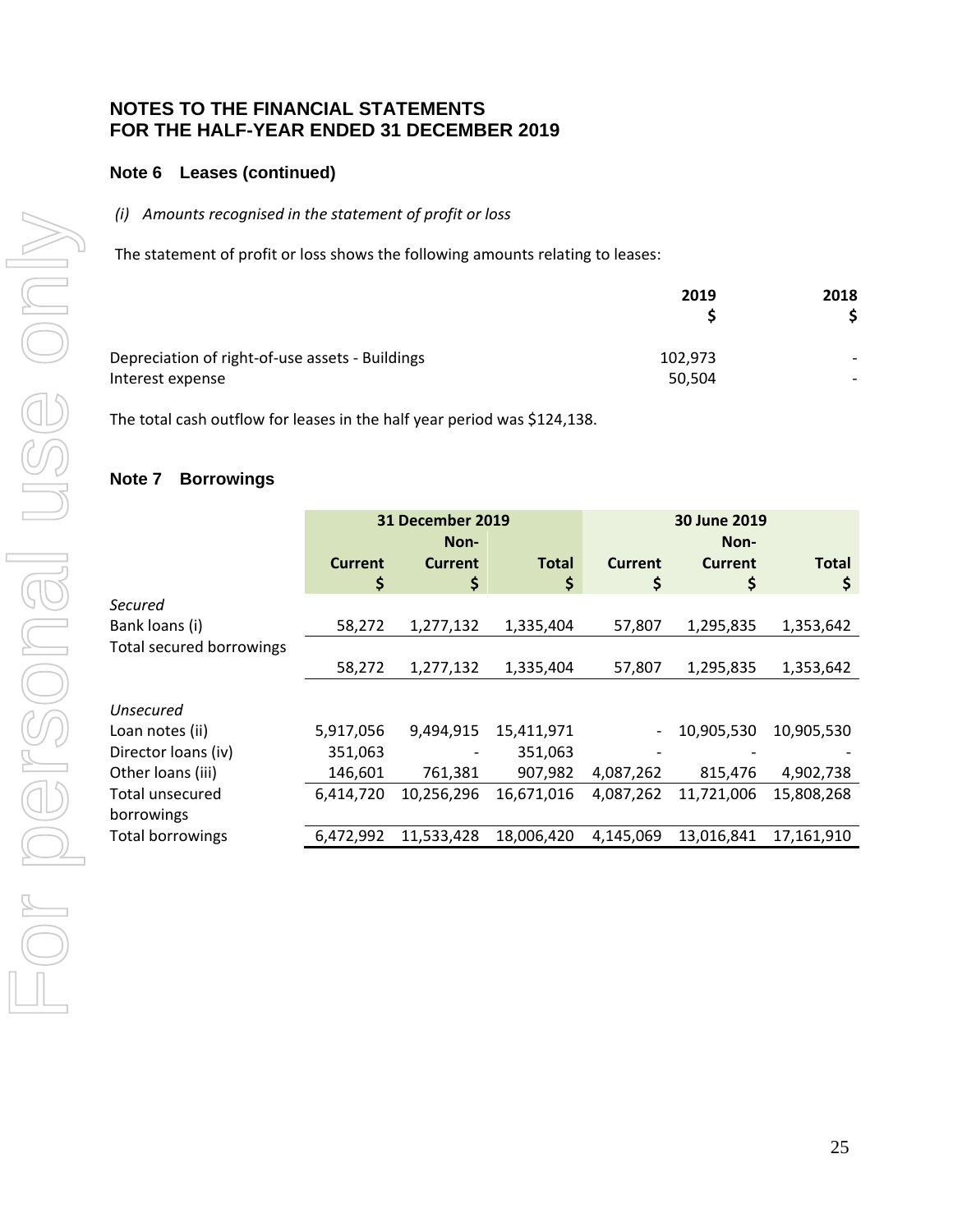# NOTES TO THE FINANCIAL STATEMENTS
# FOR THE HALF-YEAR ENDED 31 DECEMBER 2019

## Note 6 Leases (continued)

*(i) Amounts recognised in the statement of profit or loss*

The statement of profit or loss shows the following amounts relating to leases:

| | 2019 $ | 2018 $ |
|---|---|---|
| Depreciation of right-of-use assets - Buildings | 102,973 | - |
| Interest expense | 50,504 | - |

The total cash outflow for leases in the half year period was $124,138.

## Note 7 Borrowings

| | 31 December 2019 | | | 30 June 2019 | | |
|---|---|---|---|---|---|---|
| | Current $ | Non-Current $ | Total $ | Current $ | Non-Current $ | Total $ |
| *Secured* | | | | | | |
| Bank loans (i) | 58,272 | 1,277,132 | 1,335,404 | 57,807 | 1,295,835 | 1,353,642 |
| Total secured borrowings | 58,272 | 1,277,132 | 1,335,404 | 57,807 | 1,295,835 | 1,353,642 |
| *Unsecured* | | | | | | |
| Loan notes (ii) | 5,917,056 | 9,494,915 | 15,411,971 | - | 10,905,530 | 10,905,530 |
| Director loans (iv) | 351,063 | - | 351,063 | - | - | - |
| Other loans (iii) | 146,601 | 761,381 | 907,982 | 4,087,262 | 815,476 | 4,902,738 |
| Total unsecured borrowings | 6,414,720 | 10,256,296 | 16,671,016 | 4,087,262 | 11,721,006 | 15,808,268 |
| Total borrowings | 6,472,992 | 11,533,428 | 18,006,420 | 4,145,069 | 13,016,841 | 17,161,910 |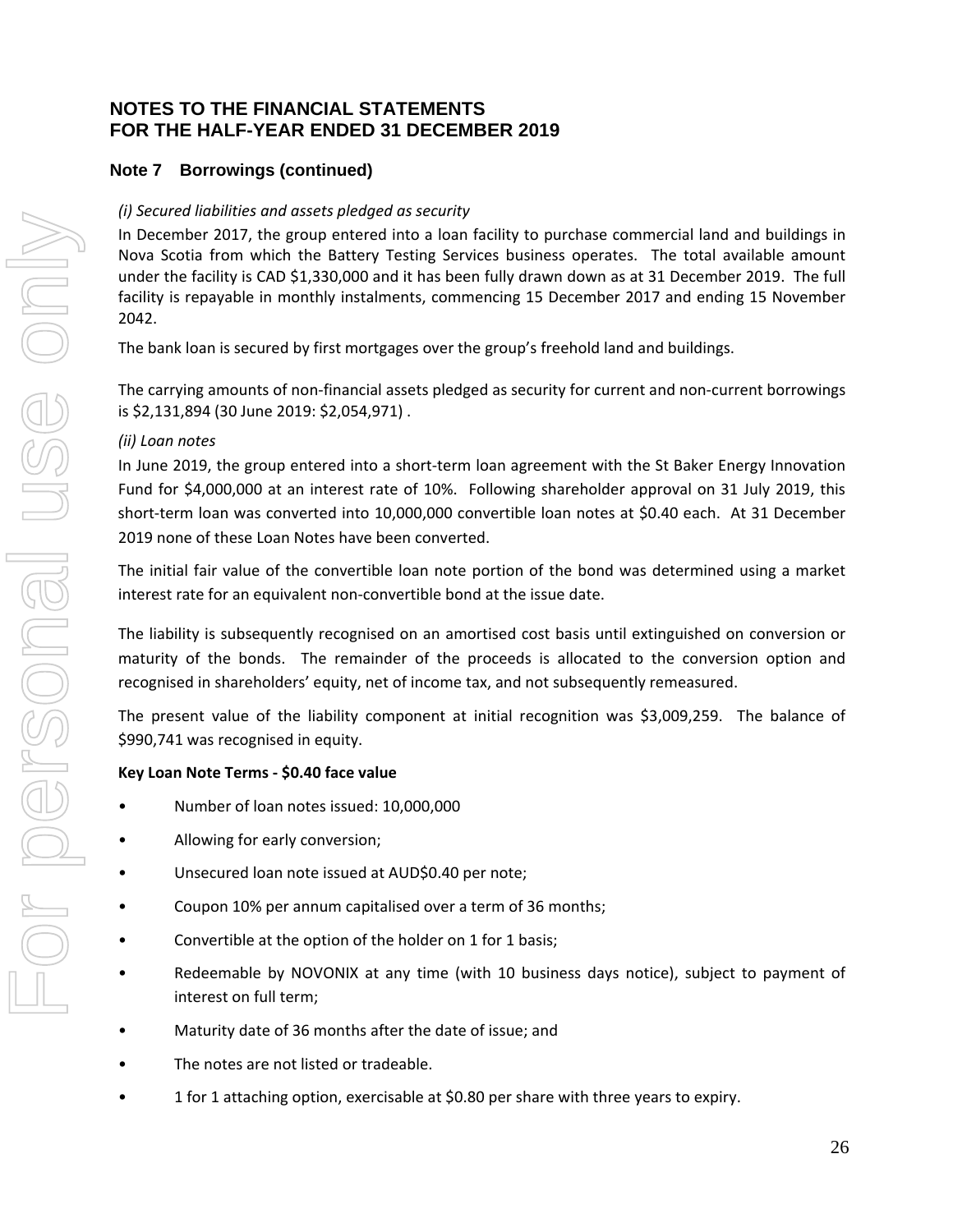# NOTES TO THE FINANCIAL STATEMENTS
# FOR THE HALF-YEAR ENDED 31 DECEMBER 2019

## Note 7 Borrowings (continued)

*(i) Secured liabilities and assets pledged as security*

In December 2017, the group entered into a loan facility to purchase commercial land and buildings in Nova Scotia from which the Battery Testing Services business operates. The total available amount under the facility is CAD $1,330,000 and it has been fully drawn down as at 31 December 2019. The full facility is repayable in monthly instalments, commencing 15 December 2017 and ending 15 November 2042.

The bank loan is secured by first mortgages over the group's freehold land and buildings.

The carrying amounts of non-financial assets pledged as security for current and non-current borrowings is $2,131,894 (30 June 2019: $2,054,971) .

*(ii) Loan notes*

In June 2019, the group entered into a short-term loan agreement with the St Baker Energy Innovation Fund for $4,000,000 at an interest rate of 10%. Following shareholder approval on 31 July 2019, this short-term loan was converted into 10,000,000 convertible loan notes at $0.40 each. At 31 December 2019 none of these Loan Notes have been converted.

The initial fair value of the convertible loan note portion of the bond was determined using a market interest rate for an equivalent non-convertible bond at the issue date.

The liability is subsequently recognised on an amortised cost basis until extinguished on conversion or maturity of the bonds. The remainder of the proceeds is allocated to the conversion option and recognised in shareholders' equity, net of income tax, and not subsequently remeasured.

The present value of the liability component at initial recognition was $3,009,259. The balance of $990,741 was recognised in equity.

**Key Loan Note Terms - $0.40 face value**

- Number of loan notes issued: 10,000,000
- Allowing for early conversion;
- Unsecured loan note issued at AUD$0.40 per note;
- Coupon 10% per annum capitalised over a term of 36 months;
- Convertible at the option of the holder on 1 for 1 basis;
- Redeemable by NOVONIX at any time (with 10 business days notice), subject to payment of interest on full term;
- Maturity date of 36 months after the date of issue; and
- The notes are not listed or tradeable.
- 1 for 1 attaching option, exercisable at $0.80 per share with three years to expiry.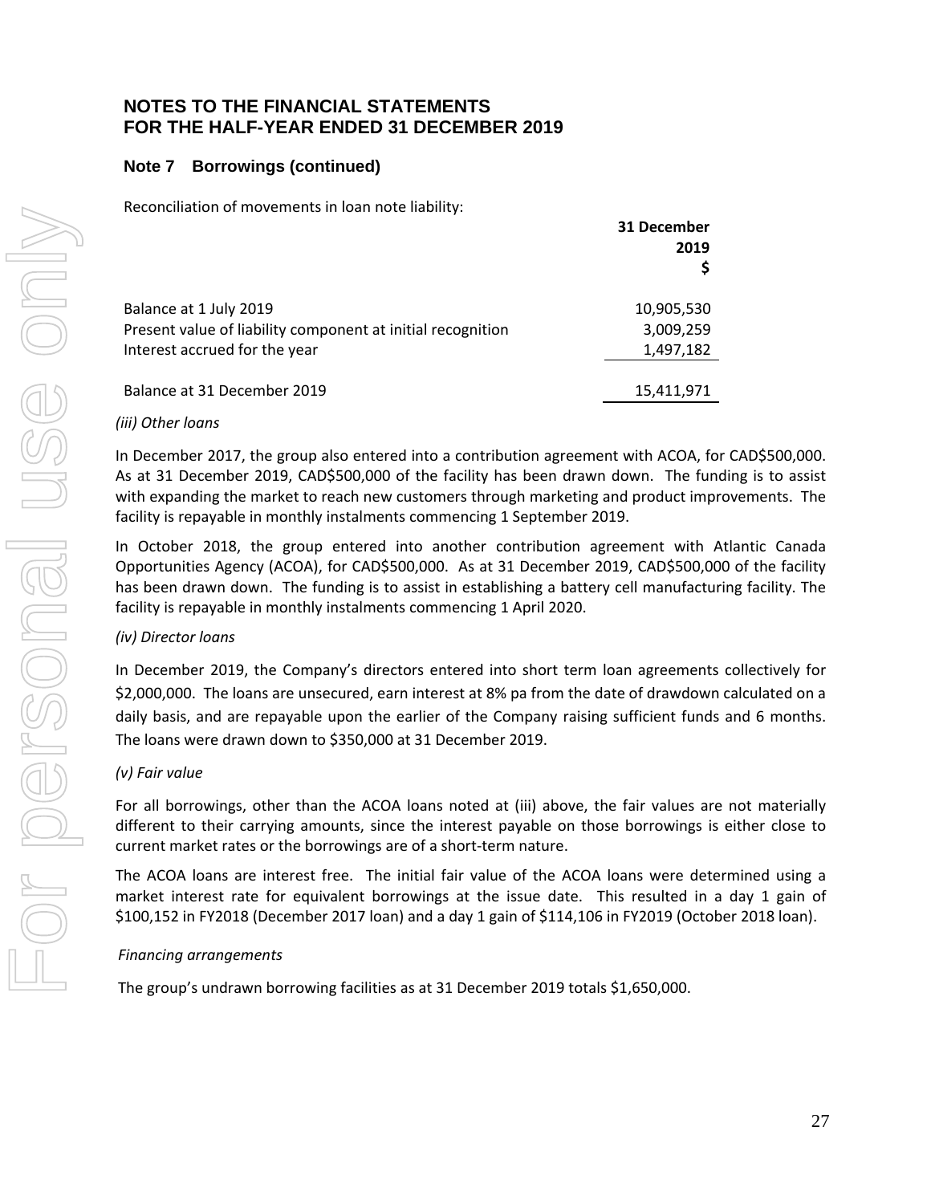# NOTES TO THE FINANCIAL STATEMENTS
# FOR THE HALF-YEAR ENDED 31 DECEMBER 2019

## Note 7 Borrowings (continued)

Reconciliation of movements in loan note liability:

| | 31 December 2019 $ |
|---|---|
| Balance at 1 July 2019 | 10,905,530 |
| Present value of liability component at initial recognition | 3,009,259 |
| Interest accrued for the year | 1,497,182 |
| Balance at 31 December 2019 | 15,411,971 |

*(iii) Other loans*

In December 2017, the group also entered into a contribution agreement with ACOA, for CAD$500,000. As at 31 December 2019, CAD$500,000 of the facility has been drawn down. The funding is to assist with expanding the market to reach new customers through marketing and product improvements. The facility is repayable in monthly instalments commencing 1 September 2019.

In October 2018, the group entered into another contribution agreement with Atlantic Canada Opportunities Agency (ACOA), for CAD$500,000. As at 31 December 2019, CAD$500,000 of the facility has been drawn down. The funding is to assist in establishing a battery cell manufacturing facility. The facility is repayable in monthly instalments commencing 1 April 2020.

*(iv) Director loans*

In December 2019, the Company's directors entered into short term loan agreements collectively for $2,000,000. The loans are unsecured, earn interest at 8% pa from the date of drawdown calculated on a daily basis, and are repayable upon the earlier of the Company raising sufficient funds and 6 months. The loans were drawn down to $350,000 at 31 December 2019.

*(v) Fair value*

For all borrowings, other than the ACOA loans noted at (iii) above, the fair values are not materially different to their carrying amounts, since the interest payable on those borrowings is either close to current market rates or the borrowings are of a short-term nature.

The ACOA loans are interest free. The initial fair value of the ACOA loans were determined using a market interest rate for equivalent borrowings at the issue date. This resulted in a day 1 gain of $100,152 in FY2018 (December 2017 loan) and a day 1 gain of $114,106 in FY2019 (October 2018 loan).

*Financing arrangements*

The group's undrawn borrowing facilities as at 31 December 2019 totals $1,650,000.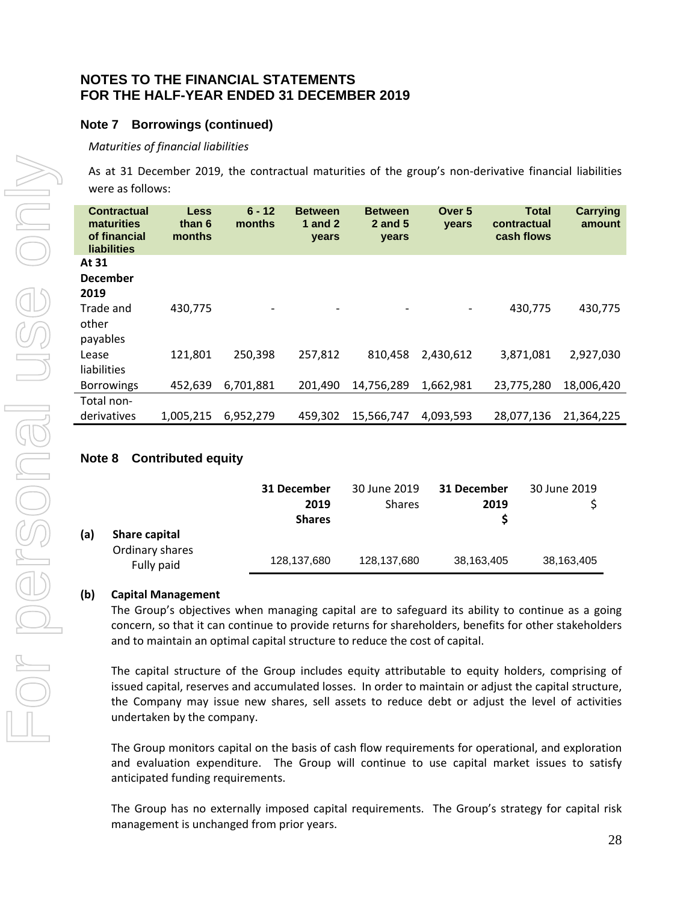## NOTES TO THE FINANCIAL STATEMENTS FOR THE HALF-YEAR ENDED 31 DECEMBER 2019

### Note 7 Borrowings (continued)

*Maturities of financial liabilities*

As at 31 December 2019, the contractual maturities of the group's non-derivative financial liabilities were as follows:

| Contractual maturities of financial liabilities | Less than 6 months | 6 - 12 months | Between 1 and 2 years | Between 2 and 5 years | Over 5 years | Total contractual cash flows | Carrying amount |
|---|---|---|---|---|---|---|---|
| **At 31 December 2019** | | | | | | | |
| Trade and other payables | 430,775 | - | - | - | - | 430,775 | 430,775 |
| Lease liabilities | 121,801 | 250,398 | 257,812 | 810,458 | 2,430,612 | 3,871,081 | 2,927,030 |
| Borrowings | 452,639 | 6,701,881 | 201,490 | 14,756,289 | 1,662,981 | 23,775,280 | 18,006,420 |
| Total non-derivatives | 1,005,215 | 6,952,279 | 459,302 | 15,566,747 | 4,093,593 | 28,077,136 | 21,364,225 |

### Note 8 Contributed equity

| | | 31 December 2019 Shares | 30 June 2019 Shares | 31 December 2019 $ | 30 June 2019 $ |
|---|---|---|---|---|---|
| **(a)** | **Share capital** | | | | |
| | Ordinary shares Fully paid | 128,137,680 | 128,137,680 | 38,163,405 | 38,163,405 |

**(b) Capital Management**

The Group's objectives when managing capital are to safeguard its ability to continue as a going concern, so that it can continue to provide returns for shareholders, benefits for other stakeholders and to maintain an optimal capital structure to reduce the cost of capital.

The capital structure of the Group includes equity attributable to equity holders, comprising of issued capital, reserves and accumulated losses. In order to maintain or adjust the capital structure, the Company may issue new shares, sell assets to reduce debt or adjust the level of activities undertaken by the company.

The Group monitors capital on the basis of cash flow requirements for operational, and exploration and evaluation expenditure. The Group will continue to use capital market issues to satisfy anticipated funding requirements.

The Group has no externally imposed capital requirements. The Group's strategy for capital risk management is unchanged from prior years.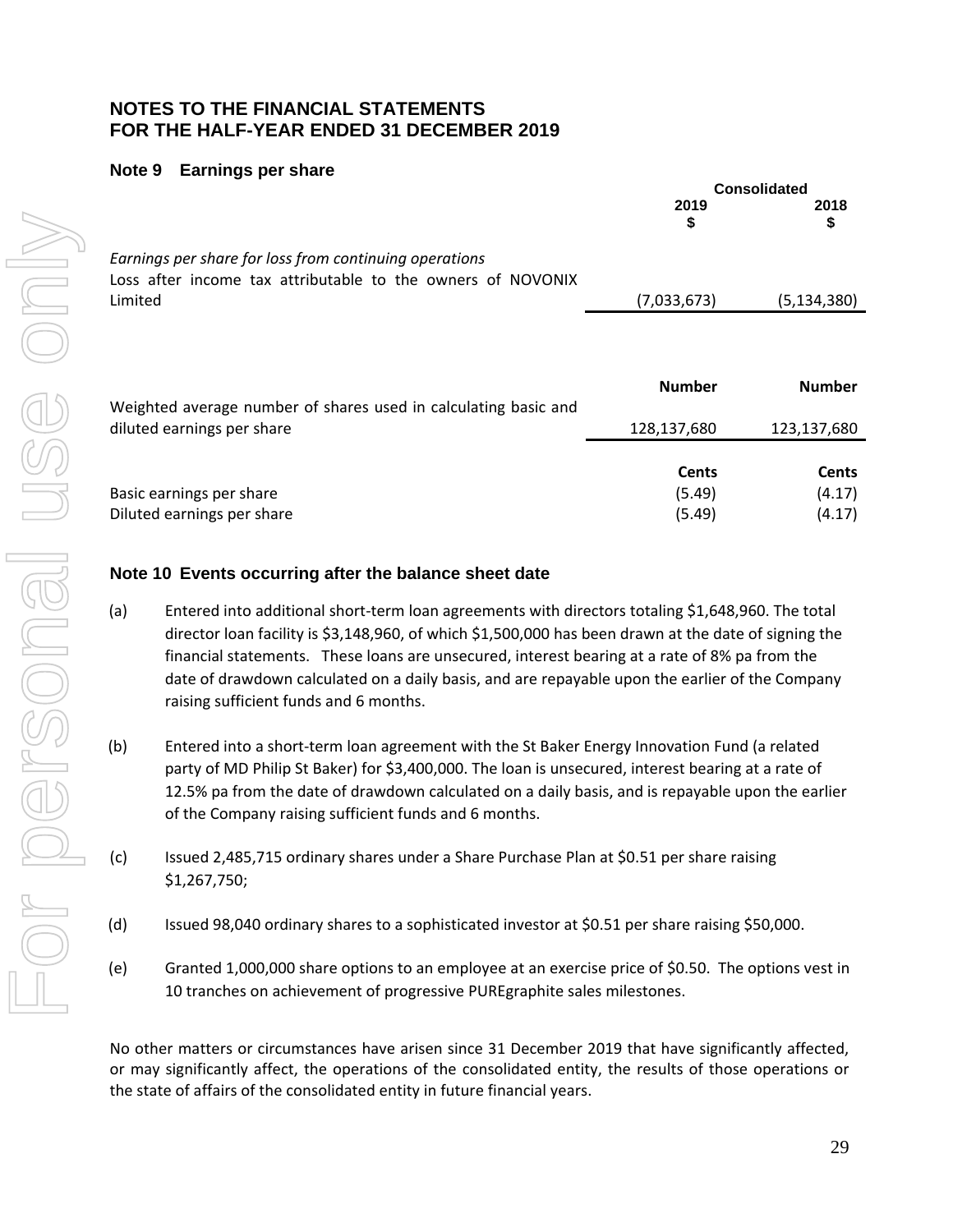# NOTES TO THE FINANCIAL STATEMENTS
# FOR THE HALF-YEAR ENDED 31 DECEMBER 2019

## Note 9 Earnings per share

| | Consolidated | |
|---|---|---|
| | 2019 $ | 2018 $ |
| *Earnings per share for loss from continuing operations* | | |
| Loss after income tax attributable to the owners of NOVONIX Limited | (7,033,673) | (5,134,380) |
| | **Number** | **Number** |
| Weighted average number of shares used in calculating basic and diluted earnings per share | 128,137,680 | 123,137,680 |
| | **Cents** | **Cents** |
| Basic earnings per share | (5.49) | (4.17) |
| Diluted earnings per share | (5.49) | (4.17) |

## Note 10 Events occurring after the balance sheet date

(a) Entered into additional short-term loan agreements with directors totaling $1,648,960. The total director loan facility is $3,148,960, of which $1,500,000 has been drawn at the date of signing the financial statements. These loans are unsecured, interest bearing at a rate of 8% pa from the date of drawdown calculated on a daily basis, and are repayable upon the earlier of the Company raising sufficient funds and 6 months.

(b) Entered into a short-term loan agreement with the St Baker Energy Innovation Fund (a related party of MD Philip St Baker) for $3,400,000. The loan is unsecured, interest bearing at a rate of 12.5% pa from the date of drawdown calculated on a daily basis, and is repayable upon the earlier of the Company raising sufficient funds and 6 months.

(c) Issued 2,485,715 ordinary shares under a Share Purchase Plan at $0.51 per share raising $1,267,750;

(d) Issued 98,040 ordinary shares to a sophisticated investor at $0.51 per share raising $50,000.

(e) Granted 1,000,000 share options to an employee at an exercise price of $0.50. The options vest in 10 tranches on achievement of progressive PUREgraphite sales milestones.

No other matters or circumstances have arisen since 31 December 2019 that have significantly affected, or may significantly affect, the operations of the consolidated entity, the results of those operations or the state of affairs of the consolidated entity in future financial years.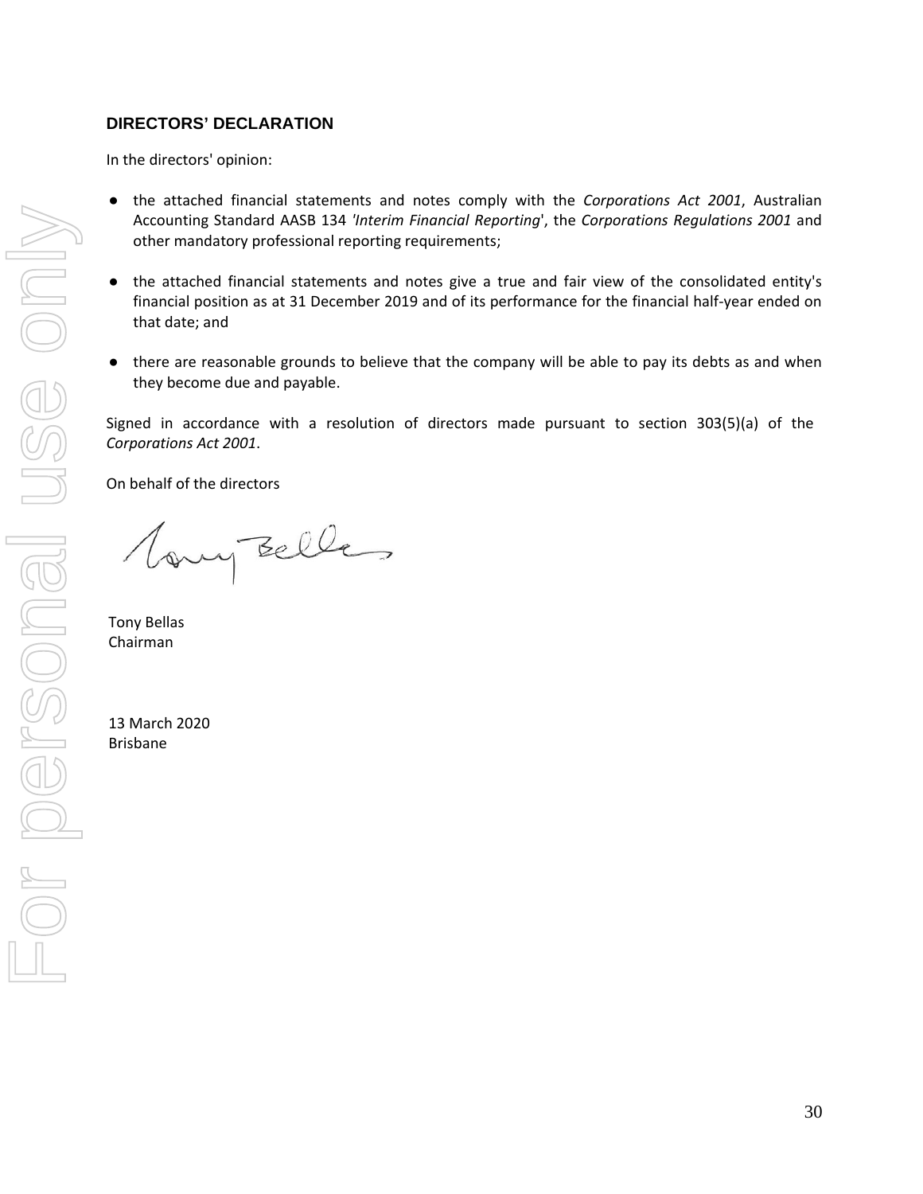## DIRECTORS' DECLARATION

In the directors' opinion:

- the attached financial statements and notes comply with the *Corporations Act 2001*, Australian Accounting Standard AASB 134 *'Interim Financial Reporting'*, the *Corporations Regulations 2001* and other mandatory professional reporting requirements;

- the attached financial statements and notes give a true and fair view of the consolidated entity's financial position as at 31 December 2019 and of its performance for the financial half-year ended on that date; and

- there are reasonable grounds to believe that the company will be able to pay its debts as and when they become due and payable.

Signed in accordance with a resolution of directors made pursuant to section 303(5)(a) of the *Corporations Act 2001*.

On behalf of the directors

Tony Bellas
Chairman

13 March 2020
Brisbane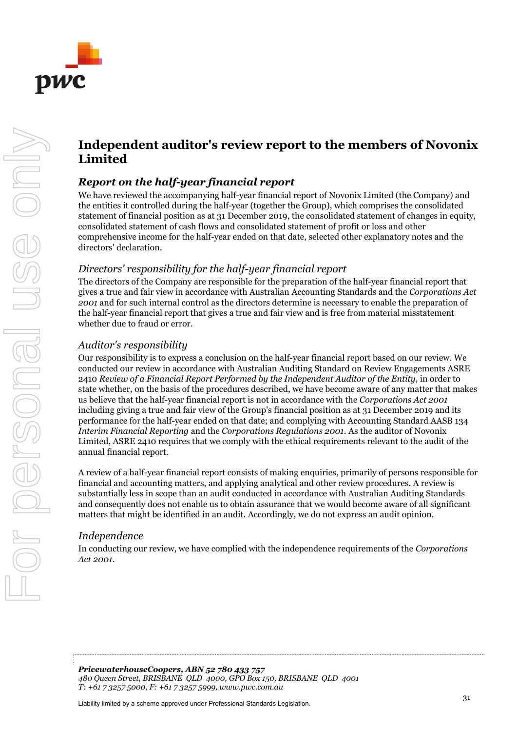# Independent auditor's review report to the members of Novonix Limited

## *Report on the half-year financial report*

We have reviewed the accompanying half-year financial report of Novonix Limited (the Company) and the entities it controlled during the half-year (together the Group), which comprises the consolidated statement of financial position as at 31 December 2019, the consolidated statement of changes in equity, consolidated statement of cash flows and consolidated statement of profit or loss and other comprehensive income for the half-year ended on that date, selected other explanatory notes and the directors' declaration.

### *Directors' responsibility for the half-year financial report*

The directors of the Company are responsible for the preparation of the half-year financial report that gives a true and fair view in accordance with Australian Accounting Standards and the *Corporations Act 2001* and for such internal control as the directors determine is necessary to enable the preparation of the half-year financial report that gives a true and fair view and is free from material misstatement whether due to fraud or error.

### *Auditor's responsibility*

Our responsibility is to express a conclusion on the half-year financial report based on our review. We conducted our review in accordance with Australian Auditing Standard on Review Engagements ASRE 2410 *Review of a Financial Report Performed by the Independent Auditor of the Entity*, in order to state whether, on the basis of the procedures described, we have become aware of any matter that makes us believe that the half-year financial report is not in accordance with the *Corporations Act 2001* including giving a true and fair view of the Group's financial position as at 31 December 2019 and its performance for the half-year ended on that date; and complying with Accounting Standard AASB 134 *Interim Financial Reporting* and the *Corporations Regulations 2001*. As the auditor of Novonix Limited, ASRE 2410 requires that we comply with the ethical requirements relevant to the audit of the annual financial report.

A review of a half-year financial report consists of making enquiries, primarily of persons responsible for financial and accounting matters, and applying analytical and other review procedures. A review is substantially less in scope than an audit conducted in accordance with Australian Auditing Standards and consequently does not enable us to obtain assurance that we would become aware of all significant matters that might be identified in an audit. Accordingly, we do not express an audit opinion.

### *Independence*

In conducting our review, we have complied with the independence requirements of the *Corporations Act 2001*.

***PricewaterhouseCoopers, ABN 52 780 433 757***
*480 Queen Street, BRISBANE QLD 4000, GPO Box 150, BRISBANE QLD 4001*
*T: +61 7 3257 5000, F: +61 7 3257 5999, www.pwc.com.au*

Liability limited by a scheme approved under Professional Standards Legislation.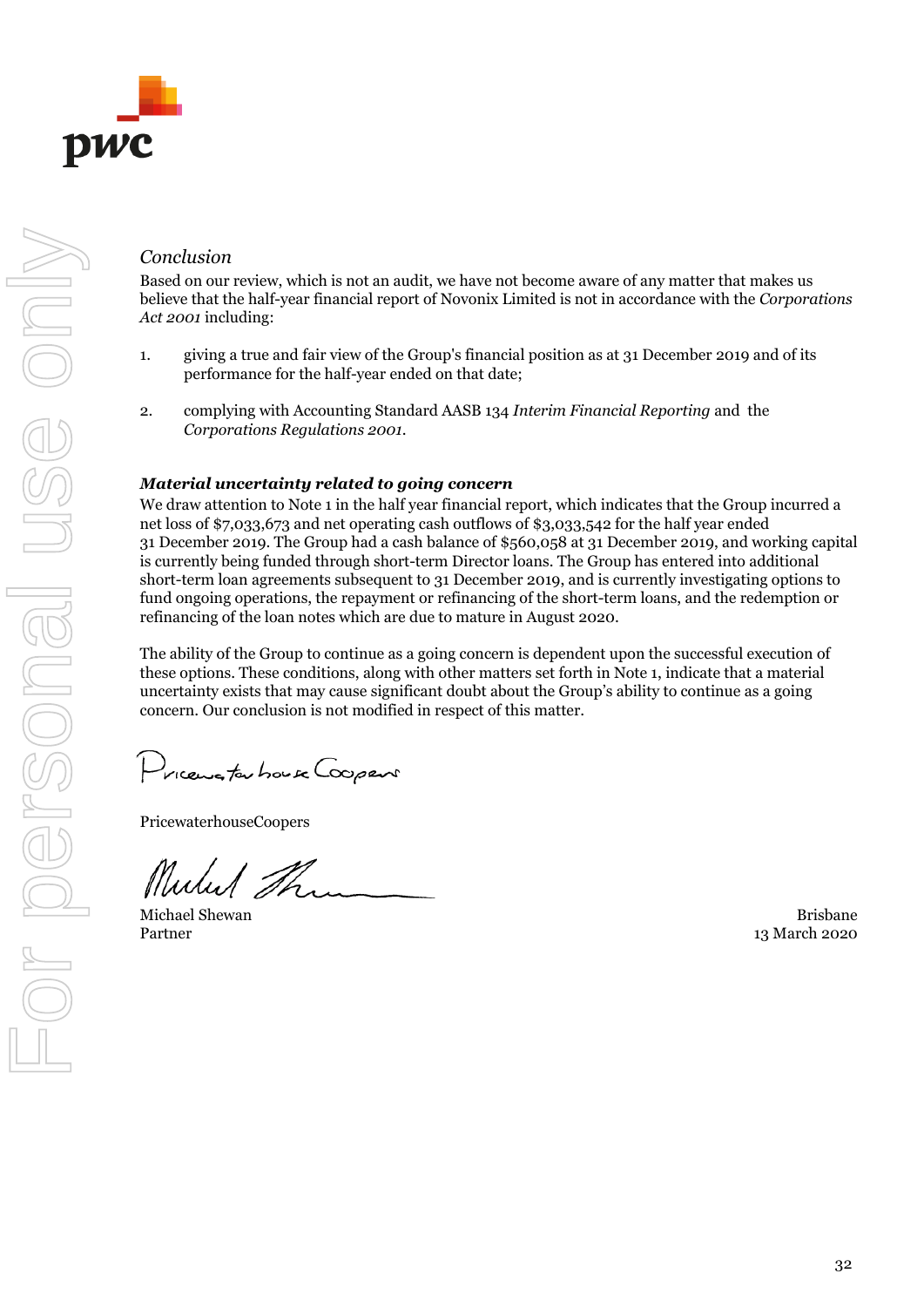*Conclusion*

Based on our review, which is not an audit, we have not become aware of any matter that makes us believe that the half-year financial report of Novonix Limited is not in accordance with the *Corporations Act 2001* including:

1. giving a true and fair view of the Group's financial position as at 31 December 2019 and of its performance for the half-year ended on that date;

2. complying with Accounting Standard AASB 134 *Interim Financial Reporting* and the *Corporations Regulations 2001*.

***Material uncertainty related to going concern***

We draw attention to Note 1 in the half year financial report, which indicates that the Group incurred a net loss of $7,033,673 and net operating cash outflows of $3,033,542 for the half year ended 31 December 2019. The Group had a cash balance of $560,058 at 31 December 2019, and working capital is currently being funded through short-term Director loans. The Group has entered into additional short-term loan agreements subsequent to 31 December 2019, and is currently investigating options to fund ongoing operations, the repayment or refinancing of the short-term loans, and the redemption or refinancing of the loan notes which are due to mature in August 2020.

The ability of the Group to continue as a going concern is dependent upon the successful execution of these options. These conditions, along with other matters set forth in Note 1, indicate that a material uncertainty exists that may cause significant doubt about the Group's ability to continue as a going concern. Our conclusion is not modified in respect of this matter.

PricewaterhouseCoopers

PricewaterhouseCoopers

Michael Shewan
Partner

Brisbane
13 March 2020